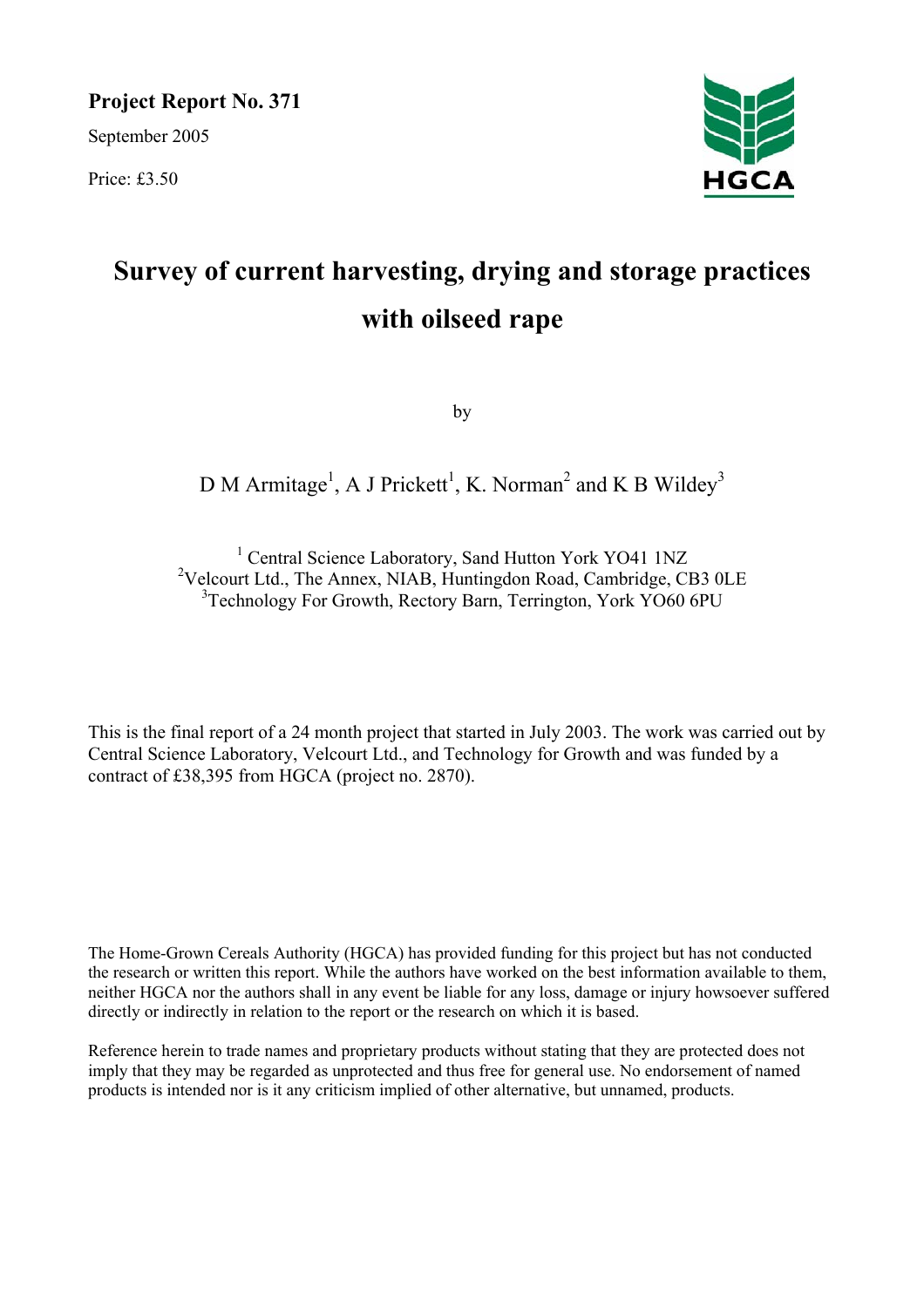**Project Report No. 371**

September 2005

Price: £3.50

HGCA

# Survey of current harvesting, drying and storage practices with oilseed rape

by

D M Armitage[1], A J Prickett[1], K. Norman[2] and K B Wildey[3]

[1] Central Science Laboratory, Sand Hutton York YO41 1NZ
[2]Velcourt Ltd., The Annex, NIAB, Huntingdon Road, Cambridge, CB3 0LE
[3]Technology For Growth, Rectory Barn, Terrington, York YO60 6PU

This is the final report of a 24 month project that started in July 2003. The work was carried out by Central Science Laboratory, Velcourt Ltd., and Technology for Growth and was funded by a contract of £38,395 from HGCA (project no. 2870).

The Home-Grown Cereals Authority (HGCA) has provided funding for this project but has not conducted the research or written this report. While the authors have worked on the best information available to them, neither HGCA nor the authors shall in any event be liable for any loss, damage or injury howsoever suffered directly or indirectly in relation to the report or the research on which it is based.

Reference herein to trade names and proprietary products without stating that they are protected does not imply that they may be regarded as unprotected and thus free for general use. No endorsement of named products is intended nor is it any criticism implied of other alternative, but unnamed, products.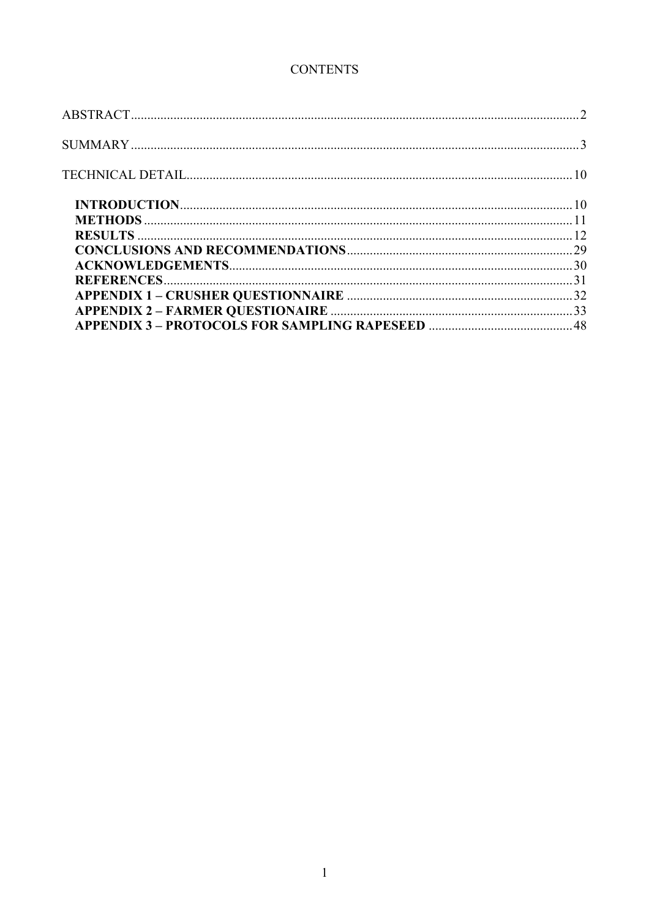# CONTENTS

ABSTRACT....................................................................................................................2

SUMMARY....................................................................................................................3

TECHNICAL DETAIL...................................................................................................10

- **INTRODUCTION**.....................................................................................................10
- **METHODS**................................................................................................................11
- **RESULTS**..................................................................................................................12
- **CONCLUSIONS AND RECOMMENDATIONS**....................................................29
- **ACKNOWLEDGEMENTS**.......................................................................................30
- **REFERENCES**...........................................................................................................31
- **APPENDIX 1 – CRUSHER QUESTIONNAIRE**.......................................................32
- **APPENDIX 2 – FARMER QUESTIONAIRE**...........................................................33
- **APPENDIX 3 – PROTOCOLS FOR SAMPLING RAPESEED**..............................48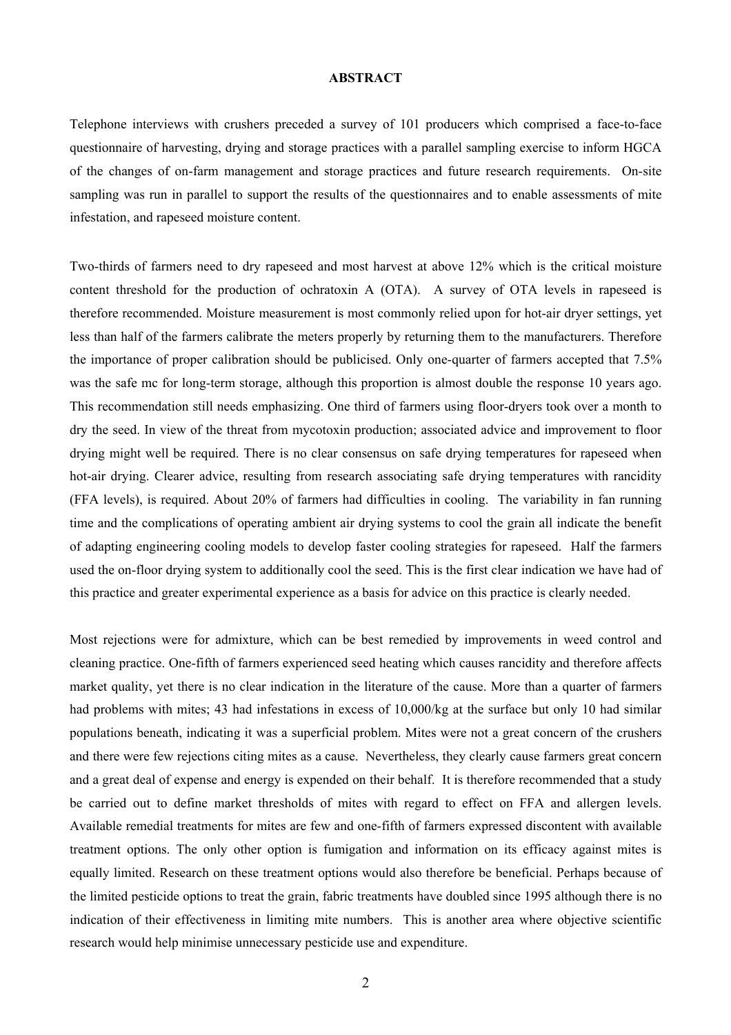## ABSTRACT

Telephone interviews with crushers preceded a survey of 101 producers which comprised a face-to-face questionnaire of harvesting, drying and storage practices with a parallel sampling exercise to inform HGCA of the changes of on-farm management and storage practices and future research requirements. On-site sampling was run in parallel to support the results of the questionnaires and to enable assessments of mite infestation, and rapeseed moisture content.

Two-thirds of farmers need to dry rapeseed and most harvest at above 12% which is the critical moisture content threshold for the production of ochratoxin A (OTA). A survey of OTA levels in rapeseed is therefore recommended. Moisture measurement is most commonly relied upon for hot-air dryer settings, yet less than half of the farmers calibrate the meters properly by returning them to the manufacturers. Therefore the importance of proper calibration should be publicised. Only one-quarter of farmers accepted that 7.5% was the safe mc for long-term storage, although this proportion is almost double the response 10 years ago. This recommendation still needs emphasizing. One third of farmers using floor-dryers took over a month to dry the seed. In view of the threat from mycotoxin production; associated advice and improvement to floor drying might well be required. There is no clear consensus on safe drying temperatures for rapeseed when hot-air drying. Clearer advice, resulting from research associating safe drying temperatures with rancidity (FFA levels), is required. About 20% of farmers had difficulties in cooling. The variability in fan running time and the complications of operating ambient air drying systems to cool the grain all indicate the benefit of adapting engineering cooling models to develop faster cooling strategies for rapeseed. Half the farmers used the on-floor drying system to additionally cool the seed. This is the first clear indication we have had of this practice and greater experimental experience as a basis for advice on this practice is clearly needed.

Most rejections were for admixture, which can be best remedied by improvements in weed control and cleaning practice. One-fifth of farmers experienced seed heating which causes rancidity and therefore affects market quality, yet there is no clear indication in the literature of the cause. More than a quarter of farmers had problems with mites; 43 had infestations in excess of 10,000/kg at the surface but only 10 had similar populations beneath, indicating it was a superficial problem. Mites were not a great concern of the crushers and there were few rejections citing mites as a cause. Nevertheless, they clearly cause farmers great concern and a great deal of expense and energy is expended on their behalf. It is therefore recommended that a study be carried out to define market thresholds of mites with regard to effect on FFA and allergen levels. Available remedial treatments for mites are few and one-fifth of farmers expressed discontent with available treatment options. The only other option is fumigation and information on its efficacy against mites is equally limited. Research on these treatment options would also therefore be beneficial. Perhaps because of the limited pesticide options to treat the grain, fabric treatments have doubled since 1995 although there is no indication of their effectiveness in limiting mite numbers. This is another area where objective scientific research would help minimise unnecessary pesticide use and expenditure.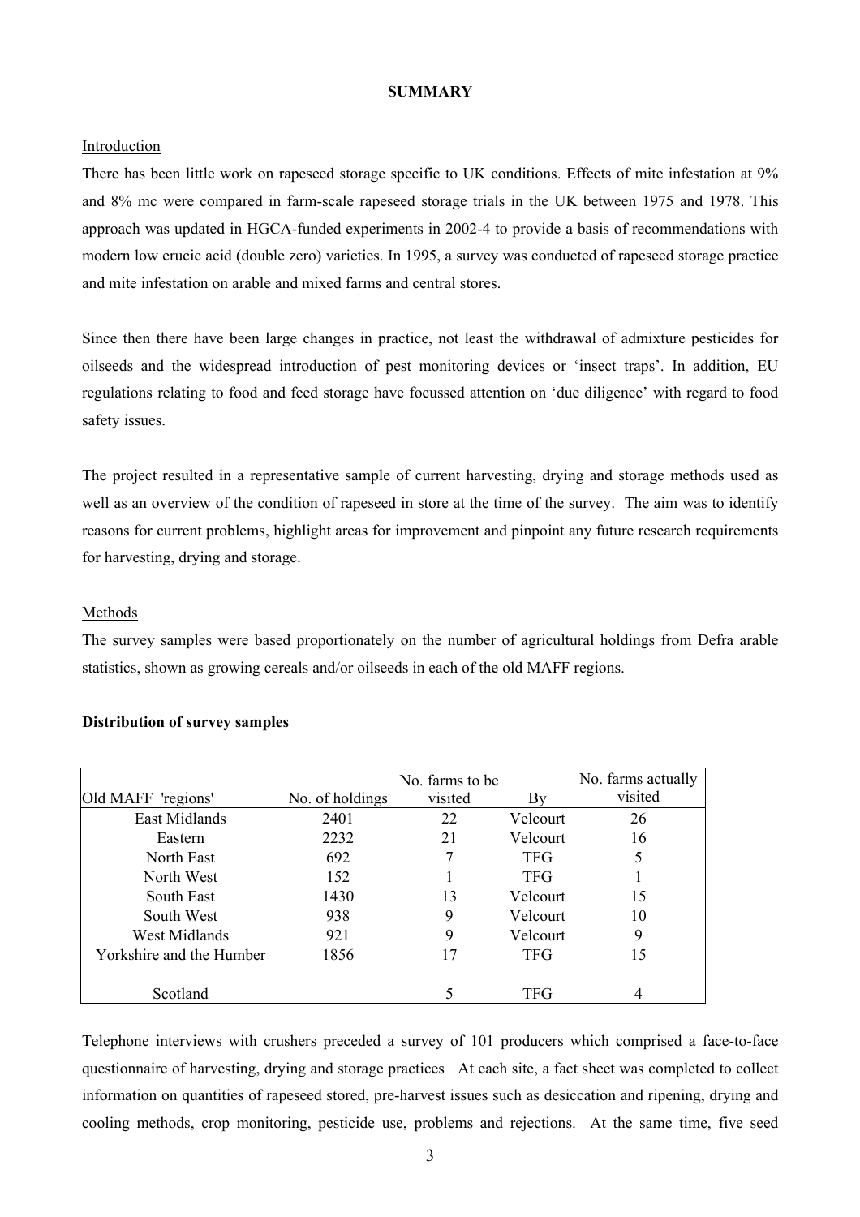**SUMMARY**

Introduction

There has been little work on rapeseed storage specific to UK conditions. Effects of mite infestation at 9% and 8% mc were compared in farm-scale rapeseed storage trials in the UK between 1975 and 1978. This approach was updated in HGCA-funded experiments in 2002-4 to provide a basis of recommendations with modern low erucic acid (double zero) varieties. In 1995, a survey was conducted of rapeseed storage practice and mite infestation on arable and mixed farms and central stores.

Since then there have been large changes in practice, not least the withdrawal of admixture pesticides for oilseeds and the widespread introduction of pest monitoring devices or 'insect traps'. In addition, EU regulations relating to food and feed storage have focussed attention on 'due diligence' with regard to food safety issues.

The project resulted in a representative sample of current harvesting, drying and storage methods used as well as an overview of the condition of rapeseed in store at the time of the survey. The aim was to identify reasons for current problems, highlight areas for improvement and pinpoint any future research requirements for harvesting, drying and storage.

Methods

The survey samples were based proportionately on the number of agricultural holdings from Defra arable statistics, shown as growing cereals and/or oilseeds in each of the old MAFF regions.

**Distribution of survey samples**

| Old MAFF 'regions' | No. of holdings | No. farms to be visited | By | No. farms actually visited |
|---|---|---|---|---|
| East Midlands | 2401 | 22 | Velcourt | 26 |
| Eastern | 2232 | 21 | Velcourt | 16 |
| North East | 692 | 7 | TFG | 5 |
| North West | 152 | 1 | TFG | 1 |
| South East | 1430 | 13 | Velcourt | 15 |
| South West | 938 | 9 | Velcourt | 10 |
| West Midlands | 921 | 9 | Velcourt | 9 |
| Yorkshire and the Humber | 1856 | 17 | TFG | 15 |
| Scotland | | 5 | TFG | 4 |

Telephone interviews with crushers preceded a survey of 101 producers which comprised a face-to-face questionnaire of harvesting, drying and storage practices At each site, a fact sheet was completed to collect information on quantities of rapeseed stored, pre-harvest issues such as desiccation and ripening, drying and cooling methods, crop monitoring, pesticide use, problems and rejections. At the same time, five seed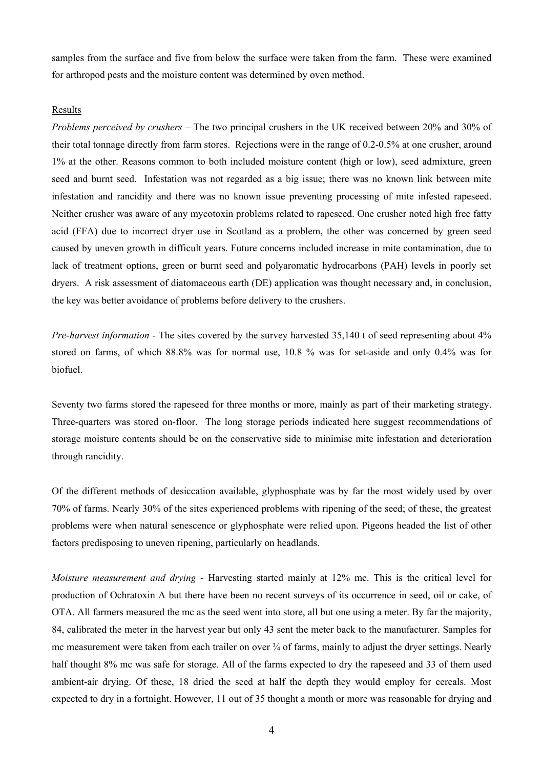samples from the surface and five from below the surface were taken from the farm. These were examined for arthropod pests and the moisture content was determined by oven method.

Results

*Problems perceived by crushers* – The two principal crushers in the UK received between 20% and 30% of their total tonnage directly from farm stores. Rejections were in the range of 0.2-0.5% at one crusher, around 1% at the other. Reasons common to both included moisture content (high or low), seed admixture, green seed and burnt seed. Infestation was not regarded as a big issue; there was no known link between mite infestation and rancidity and there was no known issue preventing processing of mite infested rapeseed. Neither crusher was aware of any mycotoxin problems related to rapeseed. One crusher noted high free fatty acid (FFA) due to incorrect dryer use in Scotland as a problem, the other was concerned by green seed caused by uneven growth in difficult years. Future concerns included increase in mite contamination, due to lack of treatment options, green or burnt seed and polyaromatic hydrocarbons (PAH) levels in poorly set dryers. A risk assessment of diatomaceous earth (DE) application was thought necessary and, in conclusion, the key was better avoidance of problems before delivery to the crushers.

*Pre-harvest information* - The sites covered by the survey harvested 35,140 t of seed representing about 4% stored on farms, of which 88.8% was for normal use, 10.8 % was for set-aside and only 0.4% was for biofuel.

Seventy two farms stored the rapeseed for three months or more, mainly as part of their marketing strategy. Three-quarters was stored on-floor. The long storage periods indicated here suggest recommendations of storage moisture contents should be on the conservative side to minimise mite infestation and deterioration through rancidity.

Of the different methods of desiccation available, glyphosphate was by far the most widely used by over 70% of farms. Nearly 30% of the sites experienced problems with ripening of the seed; of these, the greatest problems were when natural senescence or glyphosphate were relied upon. Pigeons headed the list of other factors predisposing to uneven ripening, particularly on headlands.

*Moisture measurement and drying* - Harvesting started mainly at 12% mc. This is the critical level for production of Ochratoxin A but there have been no recent surveys of its occurrence in seed, oil or cake, of OTA. All farmers measured the mc as the seed went into store, all but one using a meter. By far the majority, 84, calibrated the meter in the harvest year but only 43 sent the meter back to the manufacturer. Samples for mc measurement were taken from each trailer on over ¾ of farms, mainly to adjust the dryer settings. Nearly half thought 8% mc was safe for storage. All of the farms expected to dry the rapeseed and 33 of them used ambient-air drying. Of these, 18 dried the seed at half the depth they would employ for cereals. Most expected to dry in a fortnight. However, 11 out of 35 thought a month or more was reasonable for drying and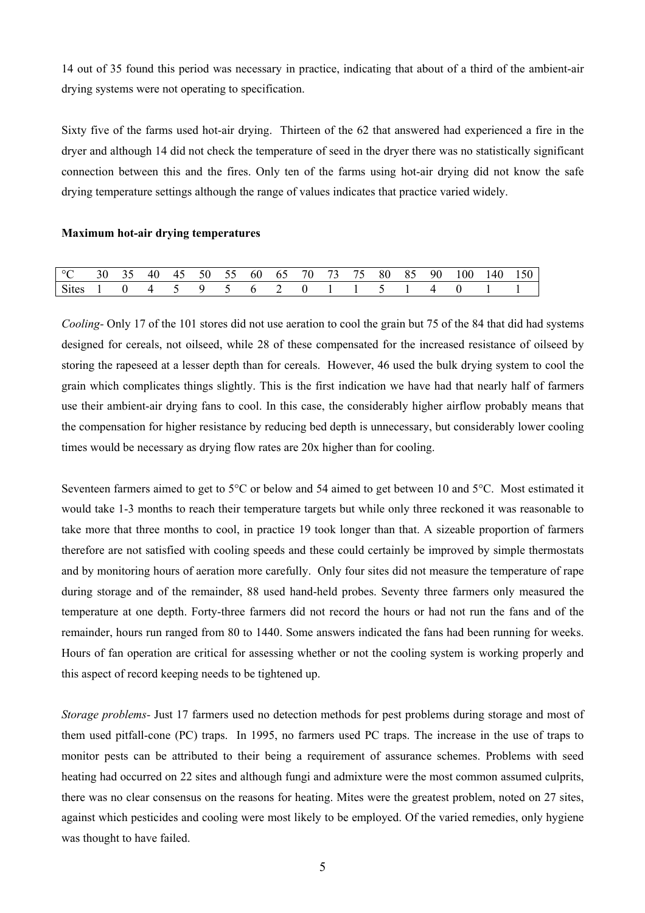14 out of 35 found this period was necessary in practice, indicating that about of a third of the ambient-air drying systems were not operating to specification.

Sixty five of the farms used hot-air drying. Thirteen of the 62 that answered had experienced a fire in the dryer and although 14 did not check the temperature of seed in the dryer there was no statistically significant connection between this and the fires. Only ten of the farms using hot-air drying did not know the safe drying temperature settings although the range of values indicates that practice varied widely.

**Maximum hot-air drying temperatures**

| °C | 30 | 35 | 40 | 45 | 50 | 55 | 60 | 65 | 70 | 73 | 75 | 80 | 85 | 90 | 100 | 140 | 150 |
|---|---|---|---|---|---|---|---|---|---|---|---|---|---|---|---|---|---|
| Sites | 1 | 0 | 4 | 5 | 9 | 5 | 6 | 2 | 0 | 1 | 1 | 5 | 1 | 4 | 0 | 1 | 1 |

*Cooling*- Only 17 of the 101 stores did not use aeration to cool the grain but 75 of the 84 that did had systems designed for cereals, not oilseed, while 28 of these compensated for the increased resistance of oilseed by storing the rapeseed at a lesser depth than for cereals. However, 46 used the bulk drying system to cool the grain which complicates things slightly. This is the first indication we have had that nearly half of farmers use their ambient-air drying fans to cool. In this case, the considerably higher airflow probably means that the compensation for higher resistance by reducing bed depth is unnecessary, but considerably lower cooling times would be necessary as drying flow rates are 20x higher than for cooling.

Seventeen farmers aimed to get to 5°C or below and 54 aimed to get between 10 and 5°C. Most estimated it would take 1-3 months to reach their temperature targets but while only three reckoned it was reasonable to take more that three months to cool, in practice 19 took longer than that. A sizeable proportion of farmers therefore are not satisfied with cooling speeds and these could certainly be improved by simple thermostats and by monitoring hours of aeration more carefully. Only four sites did not measure the temperature of rape during storage and of the remainder, 88 used hand-held probes. Seventy three farmers only measured the temperature at one depth. Forty-three farmers did not record the hours or had not run the fans and of the remainder, hours run ranged from 80 to 1440. Some answers indicated the fans had been running for weeks. Hours of fan operation are critical for assessing whether or not the cooling system is working properly and this aspect of record keeping needs to be tightened up.

*Storage problems*- Just 17 farmers used no detection methods for pest problems during storage and most of them used pitfall-cone (PC) traps. In 1995, no farmers used PC traps. The increase in the use of traps to monitor pests can be attributed to their being a requirement of assurance schemes. Problems with seed heating had occurred on 22 sites and although fungi and admixture were the most common assumed culprits, there was no clear consensus on the reasons for heating. Mites were the greatest problem, noted on 27 sites, against which pesticides and cooling were most likely to be employed. Of the varied remedies, only hygiene was thought to have failed.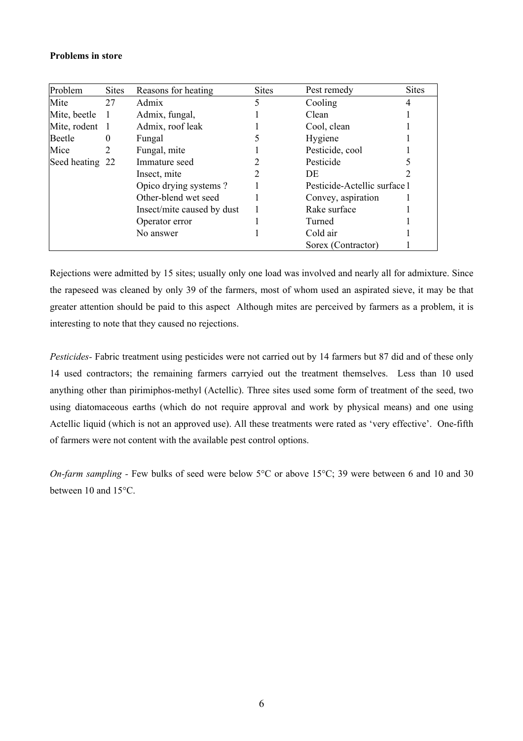**Problems in store**

| Problem | Sites | Reasons for heating | Sites | Pest remedy | Sites |
|---|---|---|---|---|---|
| Mite | 27 | Admix | 5 | Cooling | 4 |
| Mite, beetle | 1 | Admix, fungal, | 1 | Clean | 1 |
| Mite, rodent | 1 | Admix, roof leak | 1 | Cool, clean | 1 |
| Beetle | 0 | Fungal | 5 | Hygiene | 1 |
| Mice | 2 | Fungal, mite | 1 | Pesticide, cool | 1 |
| Seed heating | 22 | Immature seed | 2 | Pesticide | 5 |
| | | Insect, mite | 2 | DE | 2 |
| | | Opico drying systems ? | 1 | Pesticide-Actellic surface | 1 |
| | | Other-blend wet seed | 1 | Convey, aspiration | 1 |
| | | Insect/mite caused by dust | 1 | Rake surface | 1 |
| | | Operator error | 1 | Turned | 1 |
| | | No answer | 1 | Cold air | 1 |
| | | | | Sorex (Contractor) | 1 |

Rejections were admitted by 15 sites; usually only one load was involved and nearly all for admixture. Since the rapeseed was cleaned by only 39 of the farmers, most of whom used an aspirated sieve, it may be that greater attention should be paid to this aspect Although mites are perceived by farmers as a problem, it is interesting to note that they caused no rejections.

*Pesticides*- Fabric treatment using pesticides were not carried out by 14 farmers but 87 did and of these only 14 used contractors; the remaining farmers carryied out the treatment themselves. Less than 10 used anything other than pirimiphos-methyl (Actellic). Three sites used some form of treatment of the seed, two using diatomaceous earths (which do not require approval and work by physical means) and one using Actellic liquid (which is not an approved use). All these treatments were rated as 'very effective'. One-fifth of farmers were not content with the available pest control options.

*On-farm sampling* - Few bulks of seed were below 5°C or above 15°C; 39 were between 6 and 10 and 30 between 10 and 15°C.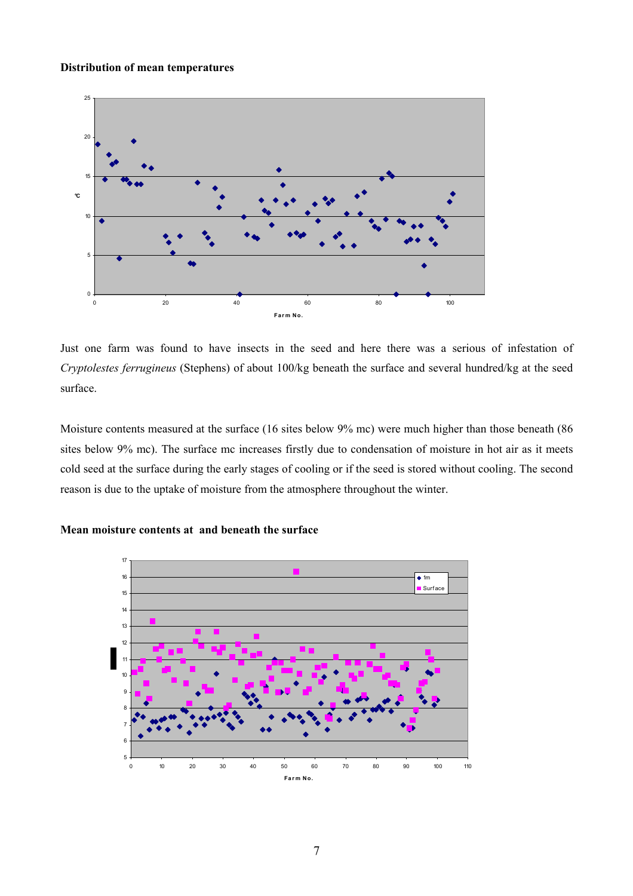**Distribution of mean temperatures**

Just one farm was found to have insects in the seed and here there was a serious of infestation of *Cryptolestes ferrugineus* (Stephens) of about 100/kg beneath the surface and several hundred/kg at the seed surface.

Moisture contents measured at the surface (16 sites below 9% mc) were much higher than those beneath (86 sites below 9% mc). The surface mc increases firstly due to condensation of moisture in hot air as it meets cold seed at the surface during the early stages of cooling or if the seed is stored without cooling. The second reason is due to the uptake of moisture from the atmosphere throughout the winter.

**Mean moisture contents at and beneath the surface**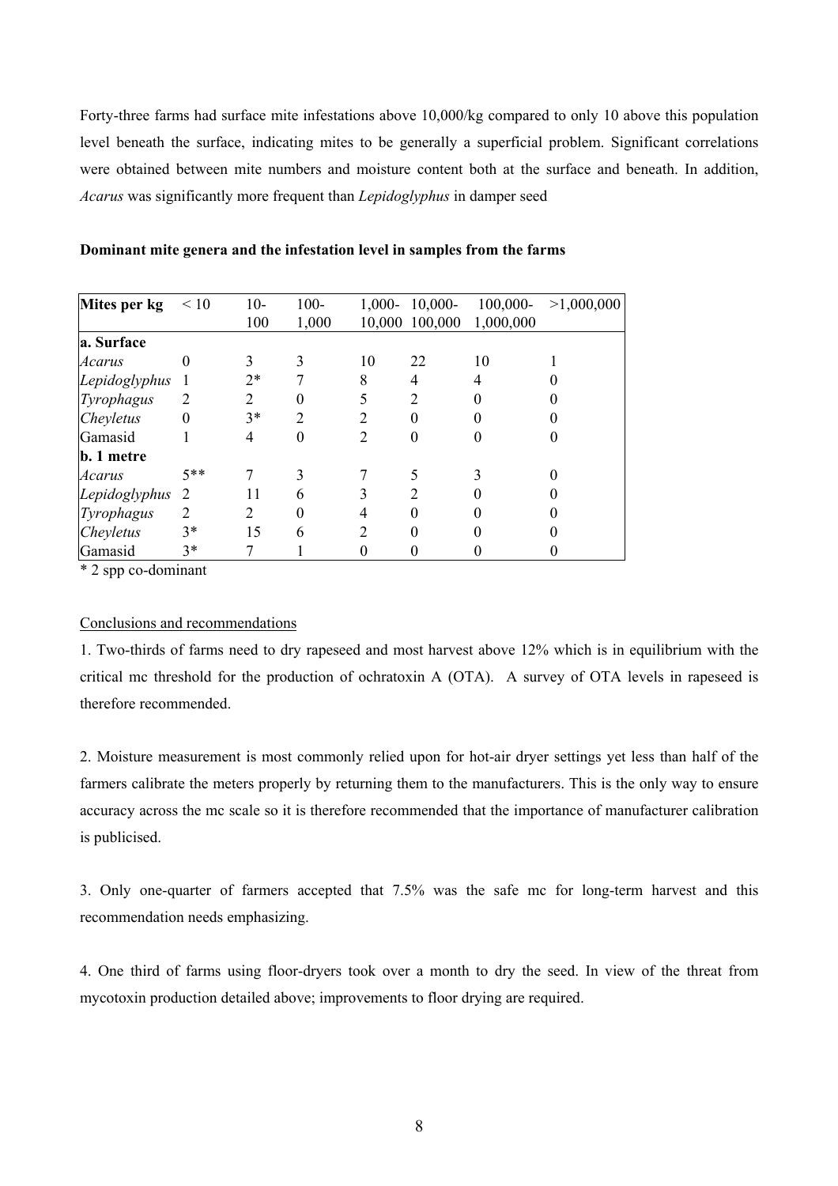Forty-three farms had surface mite infestations above 10,000/kg compared to only 10 above this population level beneath the surface, indicating mites to be generally a superficial problem. Significant correlations were obtained between mite numbers and moisture content both at the surface and beneath. In addition, *Acarus* was significantly more frequent than *Lepidoglyphus* in damper seed

**Dominant mite genera and the infestation level in samples from the farms**

| Mites per kg | < 10 | 10-100 | 100-1,000 | 1,000-10,000 | 10,000-100,000 | 100,000-1,000,000 | >1,000,000 |
|---|---|---|---|---|---|---|---|
| **a. Surface** | | | | | | | |
| *Acarus* | 0 | 3 | 3 | 10 | 22 | 10 | 1 |
| *Lepidoglyphus* | 1 | 2* | 7 | 8 | 4 | 4 | 0 |
| *Tyrophagus* | 2 | 2 | 0 | 5 | 2 | 0 | 0 |
| *Cheyletus* | 0 | 3* | 2 | 2 | 0 | 0 | 0 |
| Gamasid | 1 | 4 | 0 | 2 | 0 | 0 | 0 |
| **b. 1 metre** | | | | | | | |
| *Acarus* | 5** | 7 | 3 | 7 | 5 | 3 | 0 |
| *Lepidoglyphus* | 2 | 11 | 6 | 3 | 2 | 0 | 0 |
| *Tyrophagus* | 2 | 2 | 0 | 4 | 0 | 0 | 0 |
| *Cheyletus* | 3* | 15 | 6 | 2 | 0 | 0 | 0 |
| Gamasid | 3* | 7 | 1 | 0 | 0 | 0 | 0 |

\* 2 spp co-dominant

<u>Conclusions and recommendations</u>

1. Two-thirds of farms need to dry rapeseed and most harvest above 12% which is in equilibrium with the critical mc threshold for the production of ochratoxin A (OTA). A survey of OTA levels in rapeseed is therefore recommended.

2. Moisture measurement is most commonly relied upon for hot-air dryer settings yet less than half of the farmers calibrate the meters properly by returning them to the manufacturers. This is the only way to ensure accuracy across the mc scale so it is therefore recommended that the importance of manufacturer calibration is publicised.

3. Only one-quarter of farmers accepted that 7.5% was the safe mc for long-term harvest and this recommendation needs emphasizing.

4. One third of farms using floor-dryers took over a month to dry the seed. In view of the threat from mycotoxin production detailed above; improvements to floor drying are required.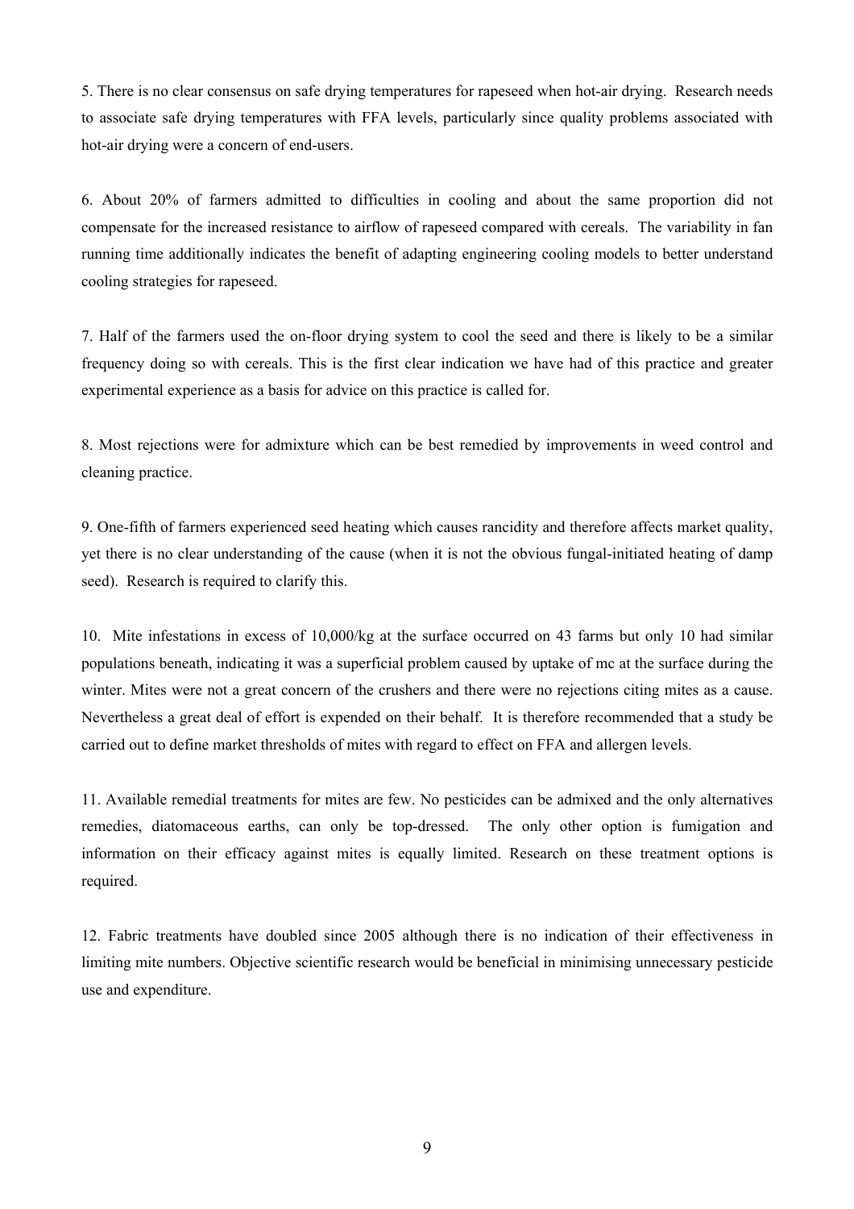5. There is no clear consensus on safe drying temperatures for rapeseed when hot-air drying. Research needs to associate safe drying temperatures with FFA levels, particularly since quality problems associated with hot-air drying were a concern of end-users.

6. About 20% of farmers admitted to difficulties in cooling and about the same proportion did not compensate for the increased resistance to airflow of rapeseed compared with cereals. The variability in fan running time additionally indicates the benefit of adapting engineering cooling models to better understand cooling strategies for rapeseed.

7. Half of the farmers used the on-floor drying system to cool the seed and there is likely to be a similar frequency doing so with cereals. This is the first clear indication we have had of this practice and greater experimental experience as a basis for advice on this practice is called for.

8. Most rejections were for admixture which can be best remedied by improvements in weed control and cleaning practice.

9. One-fifth of farmers experienced seed heating which causes rancidity and therefore affects market quality, yet there is no clear understanding of the cause (when it is not the obvious fungal-initiated heating of damp seed). Research is required to clarify this.

10. Mite infestations in excess of 10,000/kg at the surface occurred on 43 farms but only 10 had similar populations beneath, indicating it was a superficial problem caused by uptake of mc at the surface during the winter. Mites were not a great concern of the crushers and there were no rejections citing mites as a cause. Nevertheless a great deal of effort is expended on their behalf. It is therefore recommended that a study be carried out to define market thresholds of mites with regard to effect on FFA and allergen levels.

11. Available remedial treatments for mites are few. No pesticides can be admixed and the only alternatives remedies, diatomaceous earths, can only be top-dressed. The only other option is fumigation and information on their efficacy against mites is equally limited. Research on these treatment options is required.

12. Fabric treatments have doubled since 2005 although there is no indication of their effectiveness in limiting mite numbers. Objective scientific research would be beneficial in minimising unnecessary pesticide use and expenditure.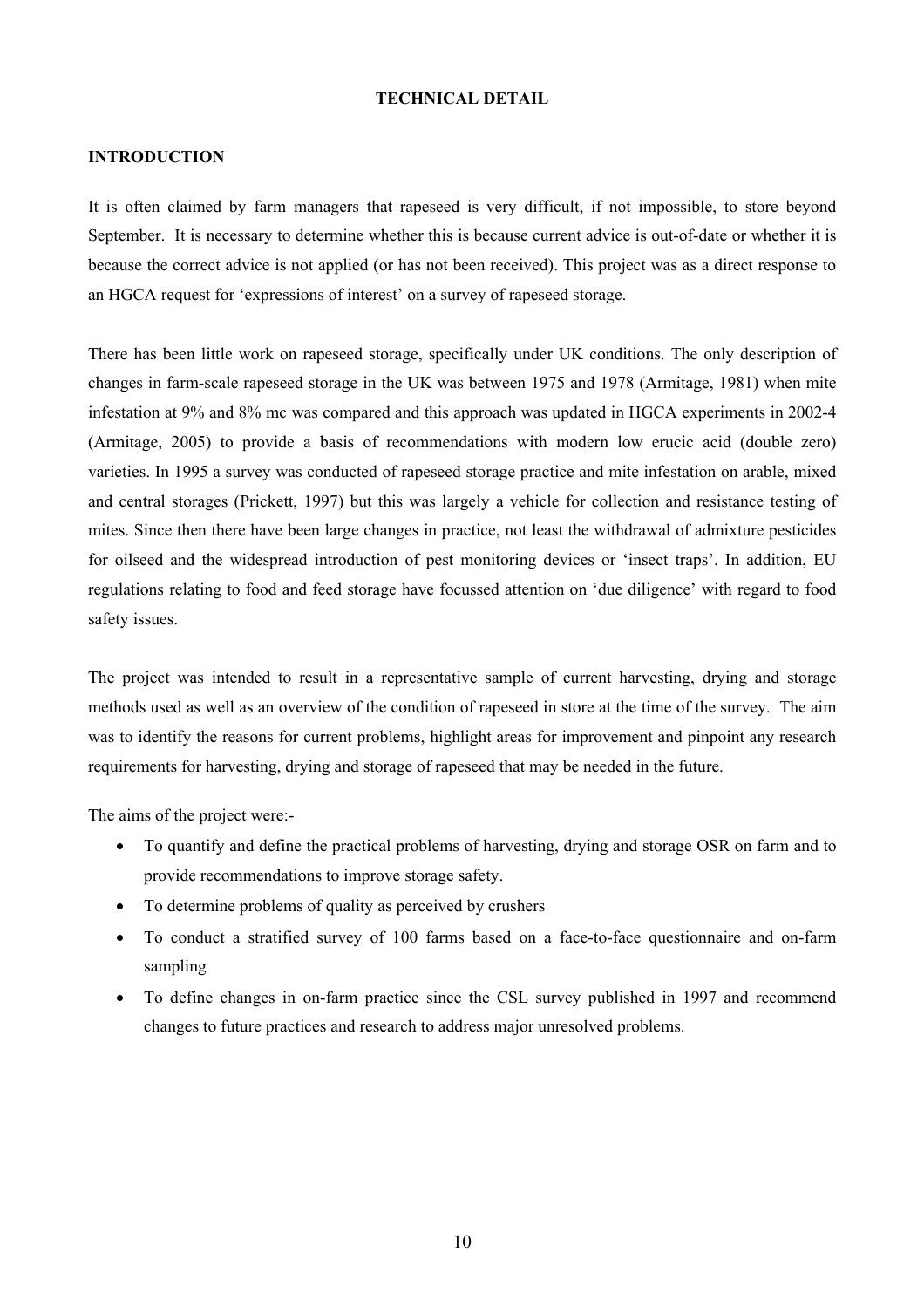## TECHNICAL DETAIL

### INTRODUCTION

It is often claimed by farm managers that rapeseed is very difficult, if not impossible, to store beyond September. It is necessary to determine whether this is because current advice is out-of-date or whether it is because the correct advice is not applied (or has not been received). This project was as a direct response to an HGCA request for 'expressions of interest' on a survey of rapeseed storage.

There has been little work on rapeseed storage, specifically under UK conditions. The only description of changes in farm-scale rapeseed storage in the UK was between 1975 and 1978 (Armitage, 1981) when mite infestation at 9% and 8% mc was compared and this approach was updated in HGCA experiments in 2002-4 (Armitage, 2005) to provide a basis of recommendations with modern low erucic acid (double zero) varieties. In 1995 a survey was conducted of rapeseed storage practice and mite infestation on arable, mixed and central storages (Prickett, 1997) but this was largely a vehicle for collection and resistance testing of mites. Since then there have been large changes in practice, not least the withdrawal of admixture pesticides for oilseed and the widespread introduction of pest monitoring devices or 'insect traps'. In addition, EU regulations relating to food and feed storage have focussed attention on 'due diligence' with regard to food safety issues.

The project was intended to result in a representative sample of current harvesting, drying and storage methods used as well as an overview of the condition of rapeseed in store at the time of the survey. The aim was to identify the reasons for current problems, highlight areas for improvement and pinpoint any research requirements for harvesting, drying and storage of rapeseed that may be needed in the future.

The aims of the project were:-

- To quantify and define the practical problems of harvesting, drying and storage OSR on farm and to provide recommendations to improve storage safety.
- To determine problems of quality as perceived by crushers
- To conduct a stratified survey of 100 farms based on a face-to-face questionnaire and on-farm sampling
- To define changes in on-farm practice since the CSL survey published in 1997 and recommend changes to future practices and research to address major unresolved problems.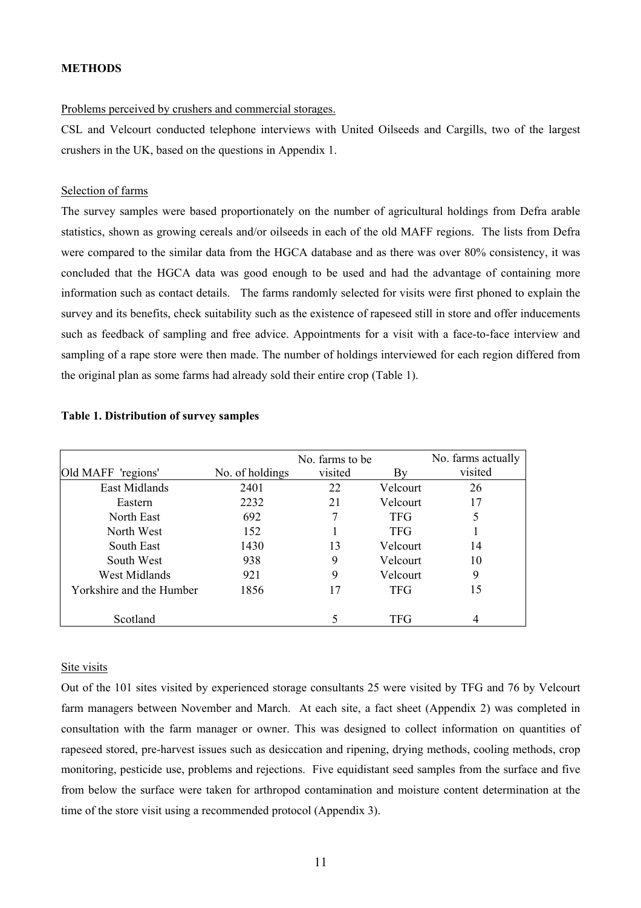**METHODS**

Problems perceived by crushers and commercial storages.

CSL and Velcourt conducted telephone interviews with United Oilseeds and Cargills, two of the largest crushers in the UK, based on the questions in Appendix 1.

Selection of farms

The survey samples were based proportionately on the number of agricultural holdings from Defra arable statistics, shown as growing cereals and/or oilseeds in each of the old MAFF regions. The lists from Defra were compared to the similar data from the HGCA database and as there was over 80% consistency, it was concluded that the HGCA data was good enough to be used and had the advantage of containing more information such as contact details. The farms randomly selected for visits were first phoned to explain the survey and its benefits, check suitability such as the existence of rapeseed still in store and offer inducements such as feedback of sampling and free advice. Appointments for a visit with a face-to-face interview and sampling of a rape store were then made. The number of holdings interviewed for each region differed from the original plan as some farms had already sold their entire crop (Table 1).

**Table 1. Distribution of survey samples**

| Old MAFF 'regions' | No. of holdings | No. farms to be visited | By | No. farms actually visited |
|---|---|---|---|---|
| East Midlands | 2401 | 22 | Velcourt | 26 |
| Eastern | 2232 | 21 | Velcourt | 17 |
| North East | 692 | 7 | TFG | 5 |
| North West | 152 | 1 | TFG | 1 |
| South East | 1430 | 13 | Velcourt | 14 |
| South West | 938 | 9 | Velcourt | 10 |
| West Midlands | 921 | 9 | Velcourt | 9 |
| Yorkshire and the Humber | 1856 | 17 | TFG | 15 |
| Scotland | | 5 | TFG | 4 |

Site visits

Out of the 101 sites visited by experienced storage consultants 25 were visited by TFG and 76 by Velcourt farm managers between November and March. At each site, a fact sheet (Appendix 2) was completed in consultation with the farm manager or owner. This was designed to collect information on quantities of rapeseed stored, pre-harvest issues such as desiccation and ripening, drying methods, cooling methods, crop monitoring, pesticide use, problems and rejections. Five equidistant seed samples from the surface and five from below the surface were taken for arthropod contamination and moisture content determination at the time of the store visit using a recommended protocol (Appendix 3).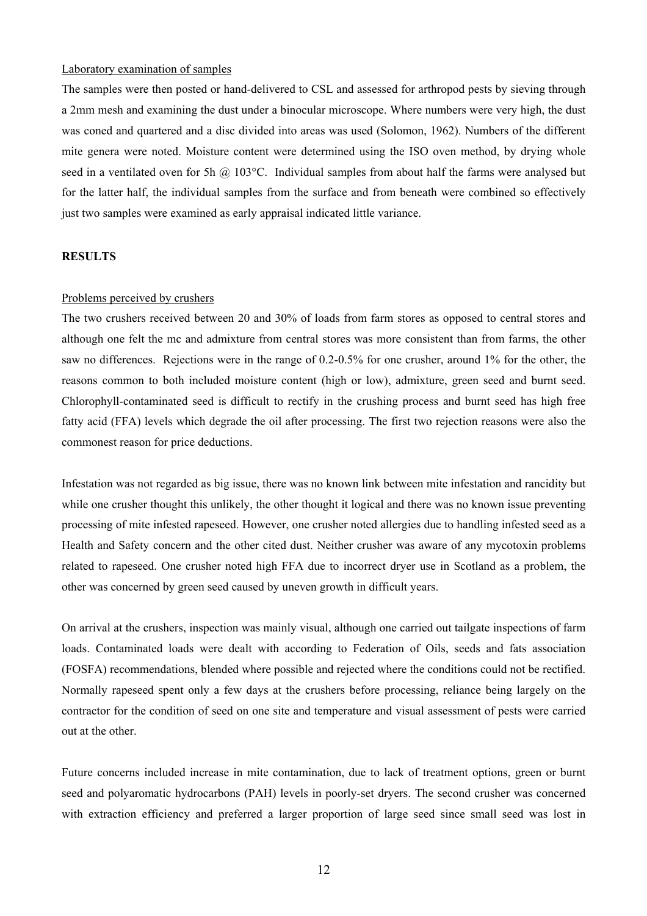Laboratory examination of samples

The samples were then posted or hand-delivered to CSL and assessed for arthropod pests by sieving through a 2mm mesh and examining the dust under a binocular microscope. Where numbers were very high, the dust was coned and quartered and a disc divided into areas was used (Solomon, 1962). Numbers of the different mite genera were noted. Moisture content were determined using the ISO oven method, by drying whole seed in a ventilated oven for 5h @ 103°C. Individual samples from about half the farms were analysed but for the latter half, the individual samples from the surface and from beneath were combined so effectively just two samples were examined as early appraisal indicated little variance.

## RESULTS

Problems perceived by crushers

The two crushers received between 20 and 30% of loads from farm stores as opposed to central stores and although one felt the mc and admixture from central stores was more consistent than from farms, the other saw no differences. Rejections were in the range of 0.2-0.5% for one crusher, around 1% for the other, the reasons common to both included moisture content (high or low), admixture, green seed and burnt seed. Chlorophyll-contaminated seed is difficult to rectify in the crushing process and burnt seed has high free fatty acid (FFA) levels which degrade the oil after processing. The first two rejection reasons were also the commonest reason for price deductions.

Infestation was not regarded as big issue, there was no known link between mite infestation and rancidity but while one crusher thought this unlikely, the other thought it logical and there was no known issue preventing processing of mite infested rapeseed. However, one crusher noted allergies due to handling infested seed as a Health and Safety concern and the other cited dust. Neither crusher was aware of any mycotoxin problems related to rapeseed. One crusher noted high FFA due to incorrect dryer use in Scotland as a problem, the other was concerned by green seed caused by uneven growth in difficult years.

On arrival at the crushers, inspection was mainly visual, although one carried out tailgate inspections of farm loads. Contaminated loads were dealt with according to Federation of Oils, seeds and fats association (FOSFA) recommendations, blended where possible and rejected where the conditions could not be rectified. Normally rapeseed spent only a few days at the crushers before processing, reliance being largely on the contractor for the condition of seed on one site and temperature and visual assessment of pests were carried out at the other.

Future concerns included increase in mite contamination, due to lack of treatment options, green or burnt seed and polyaromatic hydrocarbons (PAH) levels in poorly-set dryers. The second crusher was concerned with extraction efficiency and preferred a larger proportion of large seed since small seed was lost in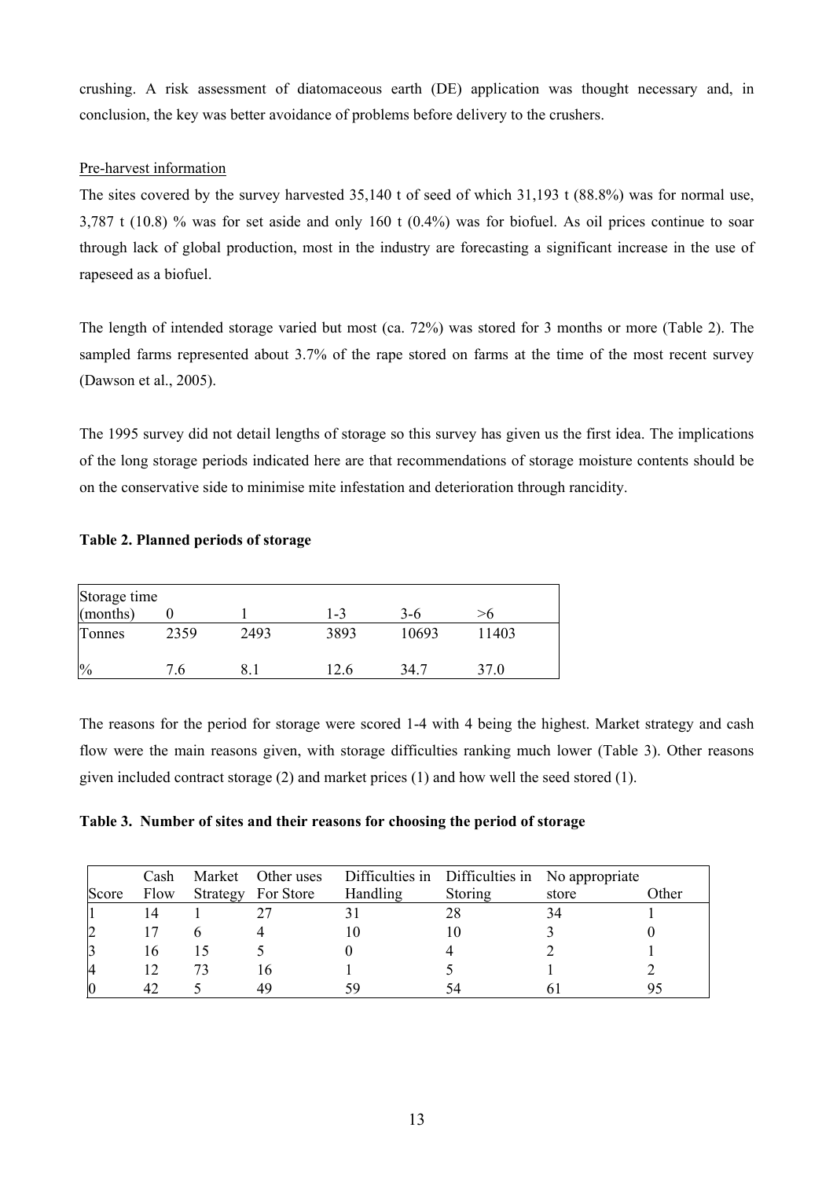crushing. A risk assessment of diatomaceous earth (DE) application was thought necessary and, in conclusion, the key was better avoidance of problems before delivery to the crushers.

Pre-harvest information

The sites covered by the survey harvested 35,140 t of seed of which 31,193 t (88.8%) was for normal use, 3,787 t (10.8) % was for set aside and only 160 t (0.4%) was for biofuel. As oil prices continue to soar through lack of global production, most in the industry are forecasting a significant increase in the use of rapeseed as a biofuel.

The length of intended storage varied but most (ca. 72%) was stored for 3 months or more (Table 2). The sampled farms represented about 3.7% of the rape stored on farms at the time of the most recent survey (Dawson et al., 2005).

The 1995 survey did not detail lengths of storage so this survey has given us the first idea. The implications of the long storage periods indicated here are that recommendations of storage moisture contents should be on the conservative side to minimise mite infestation and deterioration through rancidity.

**Table 2. Planned periods of storage**

| Storage time (months) | 0 | 1 | 1-3 | 3-6 | >6 |
|---|---|---|---|---|---|
| Tonnes | 2359 | 2493 | 3893 | 10693 | 11403 |
| % | 7.6 | 8.1 | 12.6 | 34.7 | 37.0 |

The reasons for the period for storage were scored 1-4 with 4 being the highest. Market strategy and cash flow were the main reasons given, with storage difficulties ranking much lower (Table 3). Other reasons given included contract storage (2) and market prices (1) and how well the seed stored (1).

**Table 3. Number of sites and their reasons for choosing the period of storage**

| Score | Cash Flow | Market Strategy | Other uses For Store | Difficulties in Handling | Difficulties in Storing | No appropriate store | Other |
|---|---|---|---|---|---|---|---|
| 1 | 14 | 1 | 27 | 31 | 28 | 34 | 1 |
| 2 | 17 | 6 | 4 | 10 | 10 | 3 | 0 |
| 3 | 16 | 15 | 5 | 0 | 4 | 2 | 1 |
| 4 | 12 | 73 | 16 | 1 | 5 | 1 | 2 |
| 0 | 42 | 5 | 49 | 59 | 54 | 61 | 95 |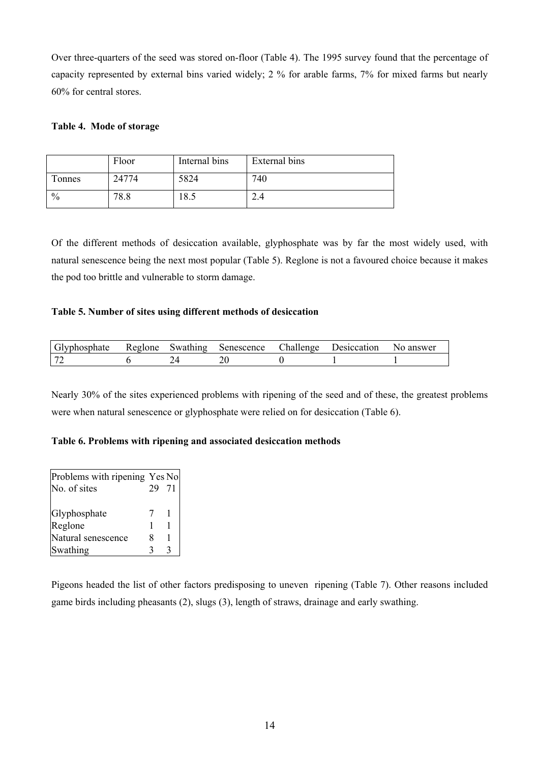Over three-quarters of the seed was stored on-floor (Table 4). The 1995 survey found that the percentage of capacity represented by external bins varied widely; 2 % for arable farms, 7% for mixed farms but nearly 60% for central stores.

**Table 4. Mode of storage**

| | Floor | Internal bins | External bins |
|---|---|---|---|
| Tonnes | 24774 | 5824 | 740 |
| % | 78.8 | 18.5 | 2.4 |

Of the different methods of desiccation available, glyphosphate was by far the most widely used, with natural senescence being the next most popular (Table 5). Reglone is not a favoured choice because it makes the pod too brittle and vulnerable to storm damage.

**Table 5. Number of sites using different methods of desiccation**

| Glyphosphate | Reglone | Swathing | Senescence | Challenge | Desiccation | No answer |
|---|---|---|---|---|---|---|
| 72 | 6 | 24 | 20 | 0 | 1 | 1 |

Nearly 30% of the sites experienced problems with ripening of the seed and of these, the greatest problems were when natural senescence or glyphosphate were relied on for desiccation (Table 6).

**Table 6. Problems with ripening and associated desiccation methods**

| Problems with ripening | Yes | No |
|---|---|---|
| No. of sites | 29 | 71 |
| | | |
| Glyphosphate | 7 | 1 |
| Reglone | 1 | 1 |
| Natural senescence | 8 | 1 |
| Swathing | 3 | 3 |

Pigeons headed the list of other factors predisposing to uneven ripening (Table 7). Other reasons included game birds including pheasants (2), slugs (3), length of straws, drainage and early swathing.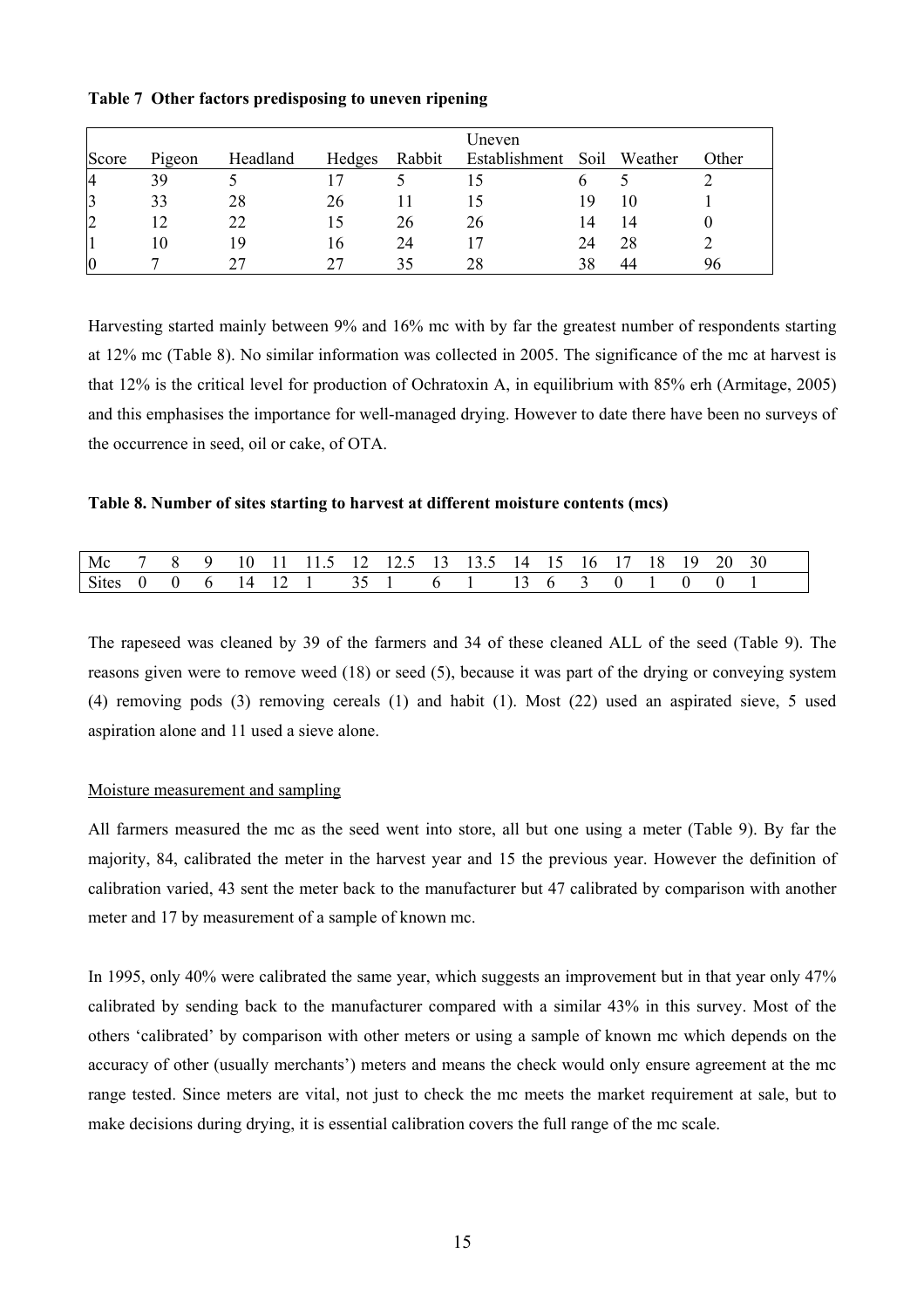**Table 7 Other factors predisposing to uneven ripening**

| Score | Pigeon | Headland | Hedges | Rabbit | Uneven Establishment | Soil | Weather | Other |
|---|---|---|---|---|---|---|---|---|
| 4 | 39 | 5 | 17 | 5 | 15 | 6 | 5 | 2 |
| 3 | 33 | 28 | 26 | 11 | 15 | 19 | 10 | 1 |
| 2 | 12 | 22 | 15 | 26 | 26 | 14 | 14 | 0 |
| 1 | 10 | 19 | 16 | 24 | 17 | 24 | 28 | 2 |
| 0 | 7 | 27 | 27 | 35 | 28 | 38 | 44 | 96 |

Harvesting started mainly between 9% and 16% mc with by far the greatest number of respondents starting at 12% mc (Table 8). No similar information was collected in 2005. The significance of the mc at harvest is that 12% is the critical level for production of Ochratoxin A, in equilibrium with 85% erh (Armitage, 2005) and this emphasises the importance for well-managed drying. However to date there have been no surveys of the occurrence in seed, oil or cake, of OTA.

**Table 8. Number of sites starting to harvest at different moisture contents (mcs)**

| Mc | 7 | 8 | 9 | 10 | 11 | 11.5 | 12 | 12.5 | 13 | 13.5 | 14 | 15 | 16 | 17 | 18 | 19 | 20 | 30 |
|---|---|---|---|---|---|---|---|---|---|---|---|---|---|---|---|---|---|---|
| Sites | 0 | 0 | 6 | 14 | 12 | 1 | 35 | 1 | 6 | 1 | 13 | 6 | 3 | 0 | 1 | 0 | 0 | 1 |

The rapeseed was cleaned by 39 of the farmers and 34 of these cleaned ALL of the seed (Table 9). The reasons given were to remove weed (18) or seed (5), because it was part of the drying or conveying system (4) removing pods (3) removing cereals (1) and habit (1). Most (22) used an aspirated sieve, 5 used aspiration alone and 11 used a sieve alone.

## Moisture measurement and sampling

All farmers measured the mc as the seed went into store, all but one using a meter (Table 9). By far the majority, 84, calibrated the meter in the harvest year and 15 the previous year. However the definition of calibration varied, 43 sent the meter back to the manufacturer but 47 calibrated by comparison with another meter and 17 by measurement of a sample of known mc.

In 1995, only 40% were calibrated the same year, which suggests an improvement but in that year only 47% calibrated by sending back to the manufacturer compared with a similar 43% in this survey. Most of the others 'calibrated' by comparison with other meters or using a sample of known mc which depends on the accuracy of other (usually merchants') meters and means the check would only ensure agreement at the mc range tested. Since meters are vital, not just to check the mc meets the market requirement at sale, but to make decisions during drying, it is essential calibration covers the full range of the mc scale.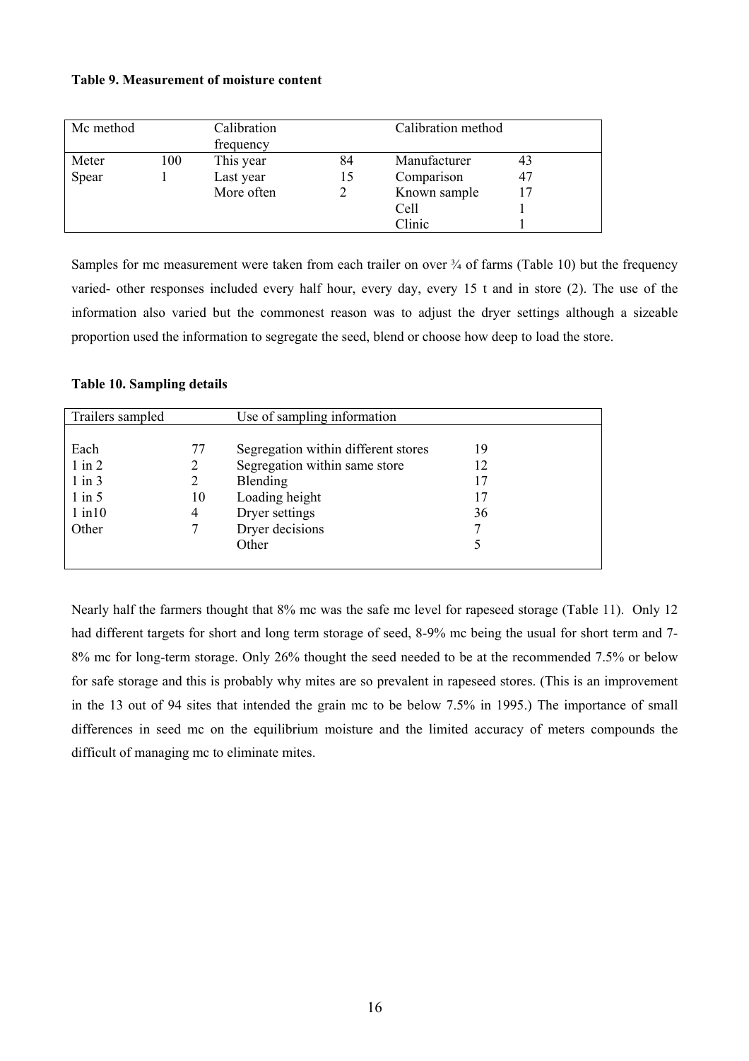**Table 9. Measurement of moisture content**

| Mc method | | Calibration frequency | | Calibration method | |
|---|---|---|---|---|---|
| Meter | 100 | This year | 84 | Manufacturer | 43 |
| Spear | 1 | Last year | 15 | Comparison | 47 |
| | | More often | 2 | Known sample | 17 |
| | | | | Cell | 1 |
| | | | | Clinic | 1 |

Samples for mc measurement were taken from each trailer on over ¾ of farms (Table 10) but the frequency varied- other responses included every half hour, every day, every 15 t and in store (2). The use of the information also varied but the commonest reason was to adjust the dryer settings although a sizeable proportion used the information to segregate the seed, blend or choose how deep to load the store.

**Table 10. Sampling details**

| Trailers sampled | | Use of sampling information | |
|---|---|---|---|
| Each | 77 | Segregation within different stores | 19 |
| 1 in 2 | 2 | Segregation within same store | 12 |
| 1 in 3 | 2 | Blending | 17 |
| 1 in 5 | 10 | Loading height | 17 |
| 1 in10 | 4 | Dryer settings | 36 |
| Other | 7 | Dryer decisions | 7 |
| | | Other | 5 |

Nearly half the farmers thought that 8% mc was the safe mc level for rapeseed storage (Table 11). Only 12 had different targets for short and long term storage of seed, 8-9% mc being the usual for short term and 7-8% mc for long-term storage. Only 26% thought the seed needed to be at the recommended 7.5% or below for safe storage and this is probably why mites are so prevalent in rapeseed stores. (This is an improvement in the 13 out of 94 sites that intended the grain mc to be below 7.5% in 1995.) The importance of small differences in seed mc on the equilibrium moisture and the limited accuracy of meters compounds the difficult of managing mc to eliminate mites.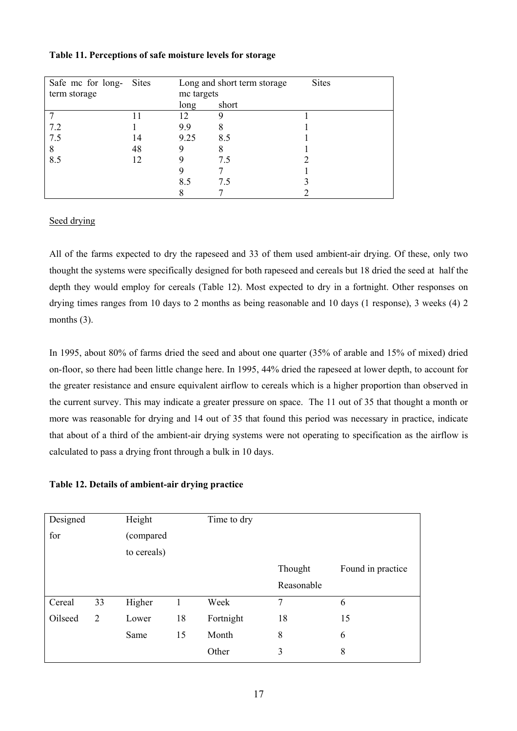**Table 11. Perceptions of safe moisture levels for storage**

| Safe mc for long-term storage | Sites | Long and short term storage mc targets | | Sites |
|---|---|---|---|---|
| | | long | short | |
| 7 | 11 | 12 | 9 | 1 |
| 7.2 | 1 | 9.9 | 8 | 1 |
| 7.5 | 14 | 9.25 | 8.5 | 1 |
| 8 | 48 | 9 | 8 | 1 |
| 8.5 | 12 | 9 | 7.5 | 2 |
| | | 9 | 7 | 1 |
| | | 8.5 | 7.5 | 3 |
| | | 8 | 7 | 2 |

Seed drying

All of the farms expected to dry the rapeseed and 33 of them used ambient-air drying. Of these, only two thought the systems were specifically designed for both rapeseed and cereals but 18 dried the seed at half the depth they would employ for cereals (Table 12). Most expected to dry in a fortnight. Other responses on drying times ranges from 10 days to 2 months as being reasonable and 10 days (1 response), 3 weeks (4) 2 months (3).

In 1995, about 80% of farms dried the seed and about one quarter (35% of arable and 15% of mixed) dried on-floor, so there had been little change here. In 1995, 44% dried the rapeseed at lower depth, to account for the greater resistance and ensure equivalent airflow to cereals which is a higher proportion than observed in the current survey. This may indicate a greater pressure on space. The 11 out of 35 that thought a month or more was reasonable for drying and 14 out of 35 that found this period was necessary in practice, indicate that about of a third of the ambient-air drying systems were not operating to specification as the airflow is calculated to pass a drying front through a bulk in 10 days.

**Table 12. Details of ambient-air drying practice**

| Designed for | | Height (compared to cereals) | | Time to dry | | |
|---|---|---|---|---|---|---|
| | | | | | Thought Reasonable | Found in practice |
| Cereal | 33 | Higher | 1 | Week | 7 | 6 |
| Oilseed | 2 | Lower | 18 | Fortnight | 18 | 15 |
| | | Same | 15 | Month | 8 | 6 |
| | | | | Other | 3 | 8 |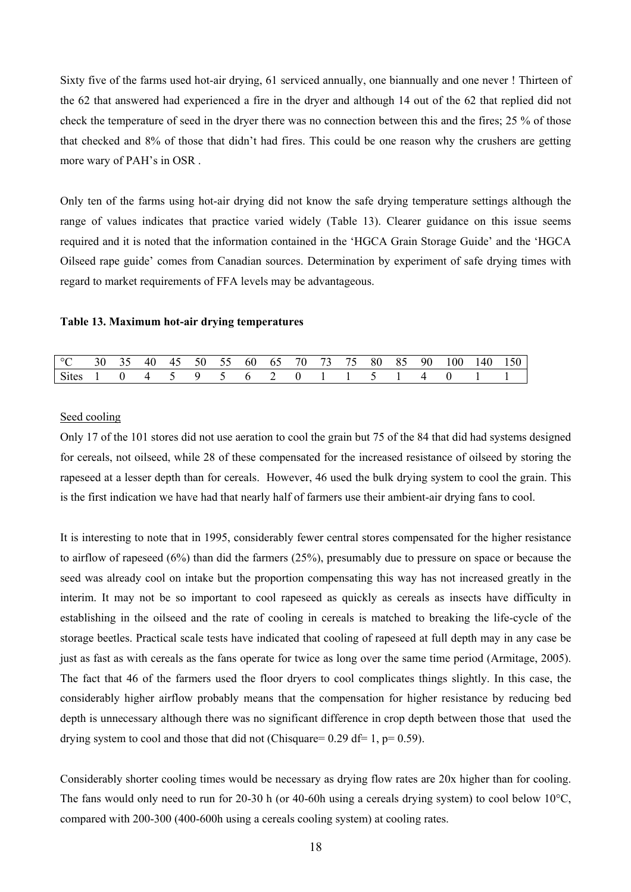Sixty five of the farms used hot-air drying, 61 serviced annually, one biannually and one never ! Thirteen of the 62 that answered had experienced a fire in the dryer and although 14 out of the 62 that replied did not check the temperature of seed in the dryer there was no connection between this and the fires; 25 % of those that checked and 8% of those that didn't had fires. This could be one reason why the crushers are getting more wary of PAH's in OSR .

Only ten of the farms using hot-air drying did not know the safe drying temperature settings although the range of values indicates that practice varied widely (Table 13). Clearer guidance on this issue seems required and it is noted that the information contained in the 'HGCA Grain Storage Guide' and the 'HGCA Oilseed rape guide' comes from Canadian sources. Determination by experiment of safe drying times with regard to market requirements of FFA levels may be advantageous.

**Table 13. Maximum hot-air drying temperatures**

| °C | 30 | 35 | 40 | 45 | 50 | 55 | 60 | 65 | 70 | 73 | 75 | 80 | 85 | 90 | 100 | 140 | 150 |
|---|---|---|---|---|---|---|---|---|---|---|---|---|---|---|---|---|---|
| Sites | 1 | 0 | 4 | 5 | 9 | 5 | 6 | 2 | 0 | 1 | 1 | 5 | 1 | 4 | 0 | 1 | 1 |

Seed cooling

Only 17 of the 101 stores did not use aeration to cool the grain but 75 of the 84 that did had systems designed for cereals, not oilseed, while 28 of these compensated for the increased resistance of oilseed by storing the rapeseed at a lesser depth than for cereals. However, 46 used the bulk drying system to cool the grain. This is the first indication we have had that nearly half of farmers use their ambient-air drying fans to cool.

It is interesting to note that in 1995, considerably fewer central stores compensated for the higher resistance to airflow of rapeseed (6%) than did the farmers (25%), presumably due to pressure on space or because the seed was already cool on intake but the proportion compensating this way has not increased greatly in the interim. It may not be so important to cool rapeseed as quickly as cereals as insects have difficulty in establishing in the oilseed and the rate of cooling in cereals is matched to breaking the life-cycle of the storage beetles. Practical scale tests have indicated that cooling of rapeseed at full depth may in any case be just as fast as with cereals as the fans operate for twice as long over the same time period (Armitage, 2005). The fact that 46 of the farmers used the floor dryers to cool complicates things slightly. In this case, the considerably higher airflow probably means that the compensation for higher resistance by reducing bed depth is unnecessary although there was no significant difference in crop depth between those that used the drying system to cool and those that did not (Chisquare= 0.29 df= 1, p= 0.59).

Considerably shorter cooling times would be necessary as drying flow rates are 20x higher than for cooling. The fans would only need to run for 20-30 h (or 40-60h using a cereals drying system) to cool below 10°C, compared with 200-300 (400-600h using a cereals cooling system) at cooling rates.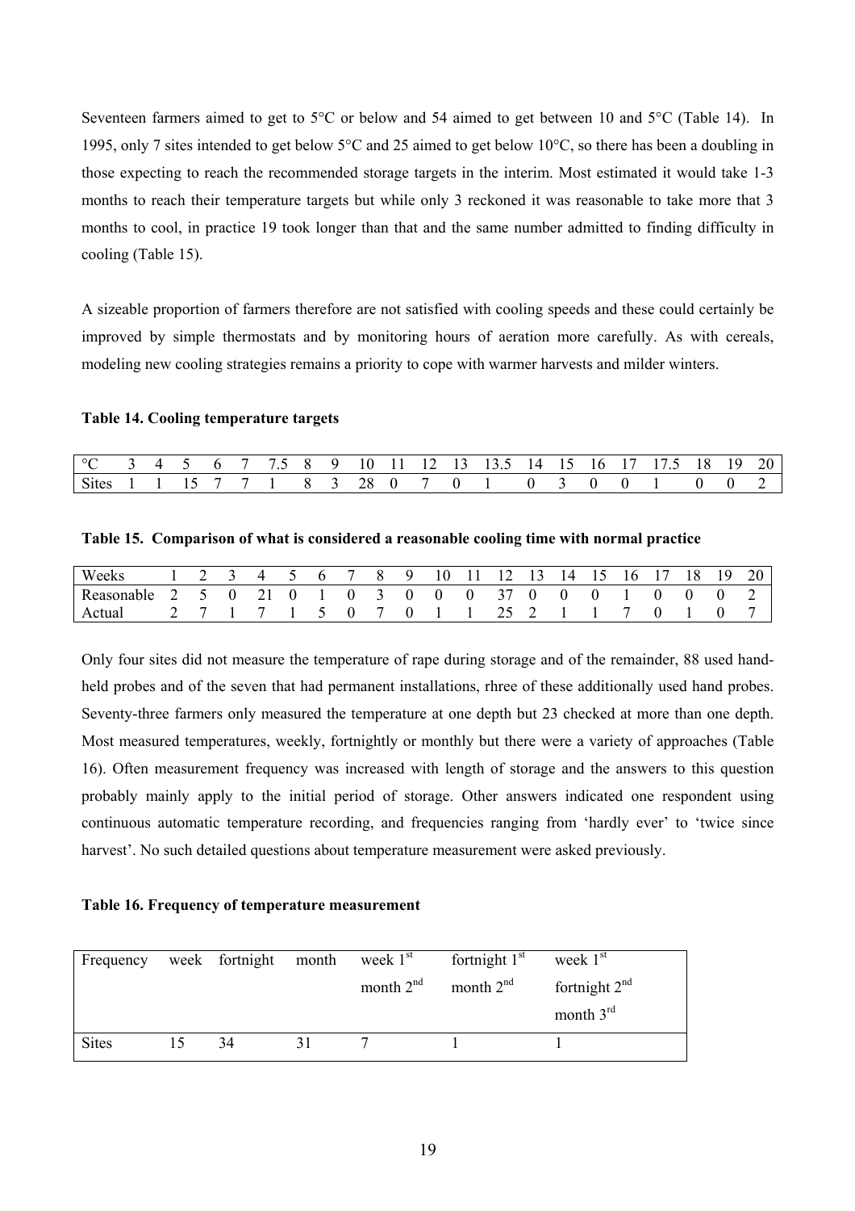Seventeen farmers aimed to get to 5°C or below and 54 aimed to get between 10 and 5°C (Table 14). In 1995, only 7 sites intended to get below 5°C and 25 aimed to get below 10°C, so there has been a doubling in those expecting to reach the recommended storage targets in the interim. Most estimated it would take 1-3 months to reach their temperature targets but while only 3 reckoned it was reasonable to take more that 3 months to cool, in practice 19 took longer than that and the same number admitted to finding difficulty in cooling (Table 15).

A sizeable proportion of farmers therefore are not satisfied with cooling speeds and these could certainly be improved by simple thermostats and by monitoring hours of aeration more carefully. As with cereals, modeling new cooling strategies remains a priority to cope with warmer harvests and milder winters.

**Table 14. Cooling temperature targets**

| °C | 3 | 4 | 5 | 6 | 7 | 7.5 | 8 | 9 | 10 | 11 | 12 | 13 | 13.5 | 14 | 15 | 16 | 17 | 17.5 | 18 | 19 | 20 |
|---|---|---|---|---|---|---|---|---|---|---|---|---|---|---|---|---|---|---|---|---|---|
| Sites | 1 | 1 | 15 | 7 | 7 | 1 | 8 | 3 | 28 | 0 | 7 | 0 | 1 | 0 | 3 | 0 | 0 | 1 | 0 | 0 | 2 |

**Table 15. Comparison of what is considered a reasonable cooling time with normal practice**

| Weeks | 1 | 2 | 3 | 4 | 5 | 6 | 7 | 8 | 9 | 10 | 11 | 12 | 13 | 14 | 15 | 16 | 17 | 18 | 19 | 20 |
|---|---|---|---|---|---|---|---|---|---|---|---|---|---|---|---|---|---|---|---|---|
| Reasonable | 2 | 5 | 0 | 21 | 0 | 1 | 0 | 3 | 0 | 0 | 0 | 37 | 0 | 0 | 0 | 1 | 0 | 0 | 0 | 2 |
| Actual | 2 | 7 | 1 | 7 | 1 | 5 | 0 | 7 | 0 | 1 | 1 | 25 | 2 | 1 | 1 | 7 | 0 | 1 | 0 | 7 |

Only four sites did not measure the temperature of rape during storage and of the remainder, 88 used hand-held probes and of the seven that had permanent installations, rhree of these additionally used hand probes. Seventy-three farmers only measured the temperature at one depth but 23 checked at more than one depth. Most measured temperatures, weekly, fortnightly or monthly but there were a variety of approaches (Table 16). Often measurement frequency was increased with length of storage and the answers to this question probably mainly apply to the initial period of storage. Other answers indicated one respondent using continuous automatic temperature recording, and frequencies ranging from 'hardly ever' to 'twice since harvest'. No such detailed questions about temperature measurement were asked previously.

**Table 16. Frequency of temperature measurement**

| Frequency | week | fortnight | month | week 1st month 2nd | fortnight 1st month 2nd | week 1st fortnight 2nd month 3rd |
|---|---|---|---|---|---|---|
| Sites | 15 | 34 | 31 | 7 | 1 | 1 |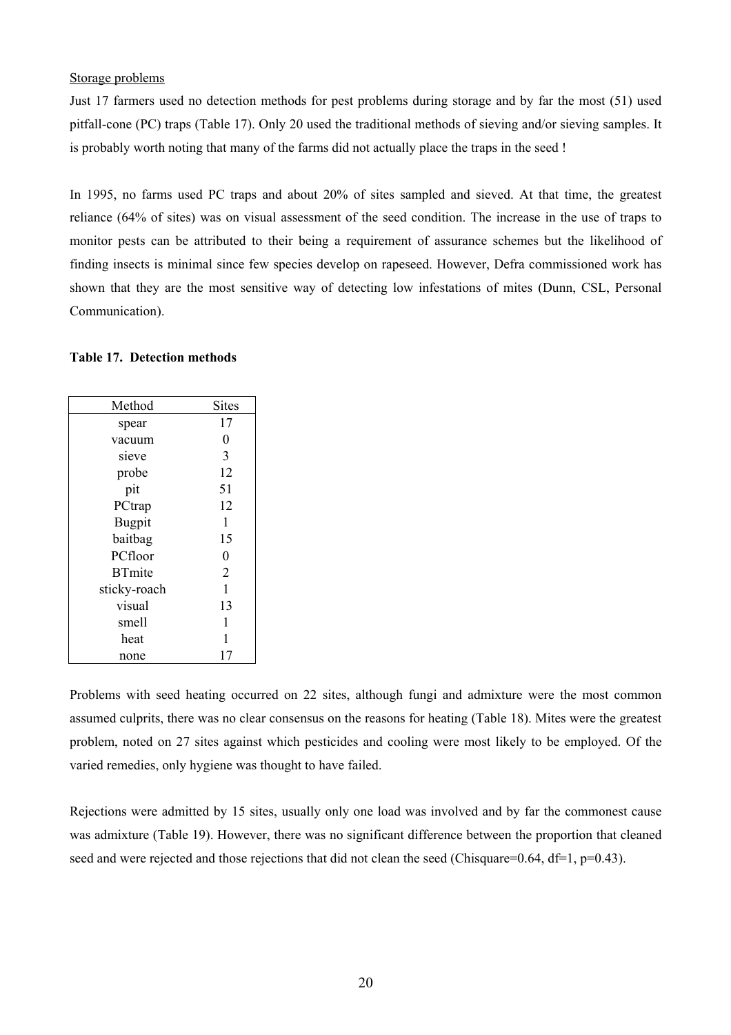Storage problems

Just 17 farmers used no detection methods for pest problems during storage and by far the most (51) used pitfall-cone (PC) traps (Table 17). Only 20 used the traditional methods of sieving and/or sieving samples. It is probably worth noting that many of the farms did not actually place the traps in the seed !

In 1995, no farms used PC traps and about 20% of sites sampled and sieved. At that time, the greatest reliance (64% of sites) was on visual assessment of the seed condition. The increase in the use of traps to monitor pests can be attributed to their being a requirement of assurance schemes but the likelihood of finding insects is minimal since few species develop on rapeseed. However, Defra commissioned work has shown that they are the most sensitive way of detecting low infestations of mites (Dunn, CSL, Personal Communication).

**Table 17. Detection methods**

| Method | Sites |
|---|---|
| spear | 17 |
| vacuum | 0 |
| sieve | 3 |
| probe | 12 |
| pit | 51 |
| PCtrap | 12 |
| Bugpit | 1 |
| baitbag | 15 |
| PCfloor | 0 |
| BTmite | 2 |
| sticky-roach | 1 |
| visual | 13 |
| smell | 1 |
| heat | 1 |
| none | 17 |

Problems with seed heating occurred on 22 sites, although fungi and admixture were the most common assumed culprits, there was no clear consensus on the reasons for heating (Table 18). Mites were the greatest problem, noted on 27 sites against which pesticides and cooling were most likely to be employed. Of the varied remedies, only hygiene was thought to have failed.

Rejections were admitted by 15 sites, usually only one load was involved and by far the commonest cause was admixture (Table 19). However, there was no significant difference between the proportion that cleaned seed and were rejected and those rejections that did not clean the seed (Chisquare=0.64, df=1, p=0.43).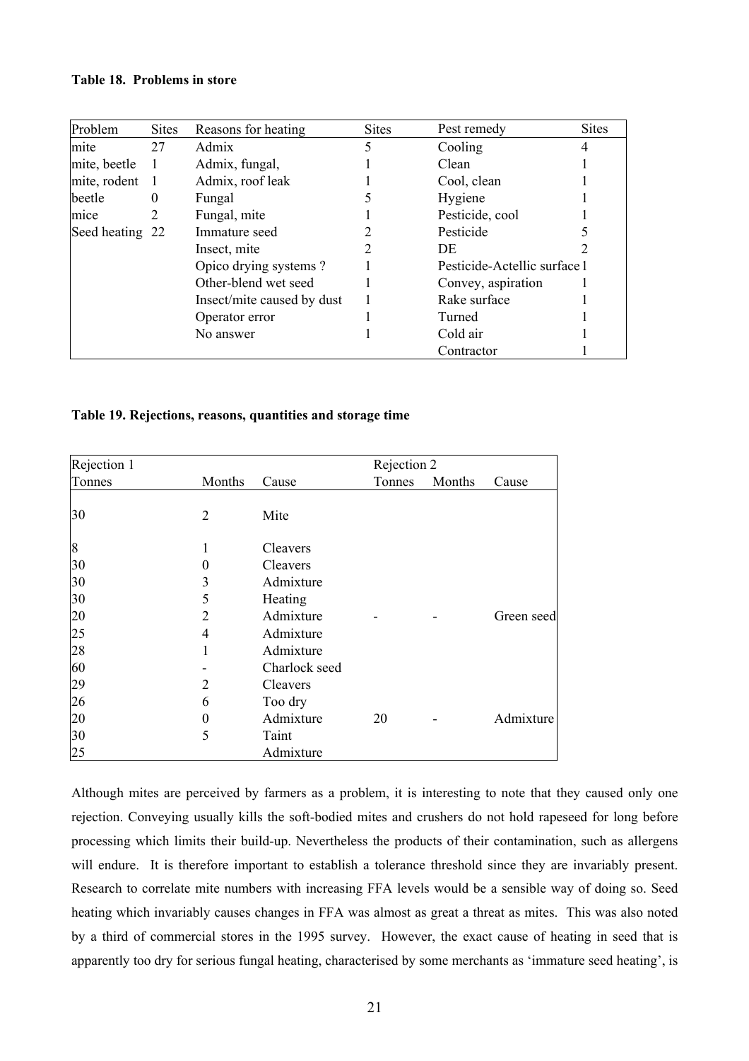**Table 18. Problems in store**

| Problem | Sites | Reasons for heating | Sites | Pest remedy | Sites |
|---|---|---|---|---|---|
| mite | 27 | Admix | 5 | Cooling | 4 |
| mite, beetle | 1 | Admix, fungal, | 1 | Clean | 1 |
| mite, rodent | 1 | Admix, roof leak | 1 | Cool, clean | 1 |
| beetle | 0 | Fungal | 5 | Hygiene | 1 |
| mice | 2 | Fungal, mite | 1 | Pesticide, cool | 1 |
| Seed heating | 22 | Immature seed | 2 | Pesticide | 5 |
| | | Insect, mite | 2 | DE | 2 |
| | | Opico drying systems ? | 1 | Pesticide-Actellic surface | 1 |
| | | Other-blend wet seed | 1 | Convey, aspiration | 1 |
| | | Insect/mite caused by dust | 1 | Rake surface | 1 |
| | | Operator error | 1 | Turned | 1 |
| | | No answer | 1 | Cold air | 1 |
| | | | | Contractor | 1 |

**Table 19. Rejections, reasons, quantities and storage time**

| Rejection 1 | | | Rejection 2 | | |
|---|---|---|---|---|---|
| Tonnes | Months | Cause | Tonnes | Months | Cause |
| 30 | 2 | Mite | | | |
| 8 | 1 | Cleavers | | | |
| 30 | 0 | Cleavers | | | |
| 30 | 3 | Admixture | | | |
| 30 | 5 | Heating | | | |
| 20 | 2 | Admixture | - | - | Green seed |
| 25 | 4 | Admixture | | | |
| 28 | 1 | Admixture | | | |
| 60 | - | Charlock seed | | | |
| 29 | 2 | Cleavers | | | |
| 26 | 6 | Too dry | | | |
| 20 | 0 | Admixture | 20 | - | Admixture |
| 30 | 5 | Taint | | | |
| 25 | | Admixture | | | |

Although mites are perceived by farmers as a problem, it is interesting to note that they caused only one rejection. Conveying usually kills the soft-bodied mites and crushers do not hold rapeseed for long before processing which limits their build-up. Nevertheless the products of their contamination, such as allergens will endure. It is therefore important to establish a tolerance threshold since they are invariably present. Research to correlate mite numbers with increasing FFA levels would be a sensible way of doing so. Seed heating which invariably causes changes in FFA was almost as great a threat as mites. This was also noted by a third of commercial stores in the 1995 survey. However, the exact cause of heating in seed that is apparently too dry for serious fungal heating, characterised by some merchants as 'immature seed heating', is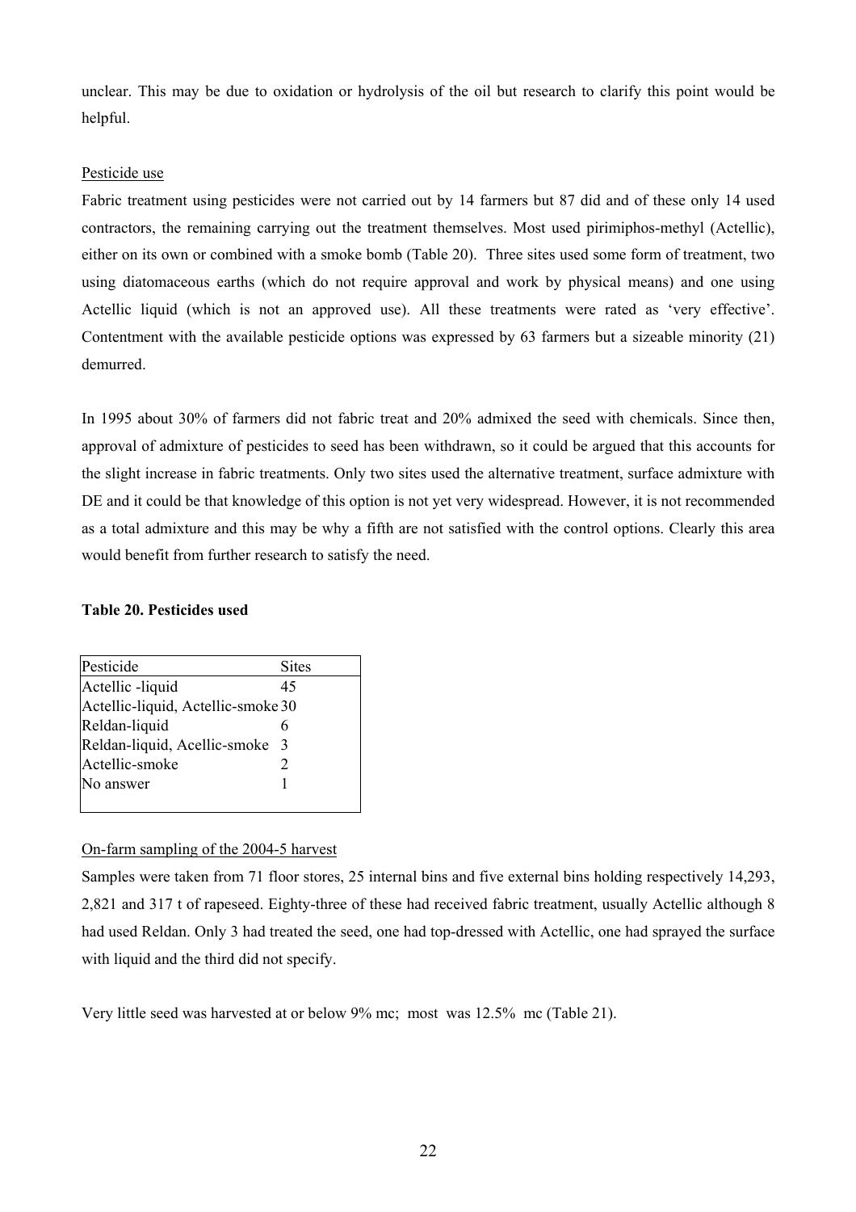unclear. This may be due to oxidation or hydrolysis of the oil but research to clarify this point would be helpful.

Pesticide use

Fabric treatment using pesticides were not carried out by 14 farmers but 87 did and of these only 14 used contractors, the remaining carrying out the treatment themselves. Most used pirimiphos-methyl (Actellic), either on its own or combined with a smoke bomb (Table 20). Three sites used some form of treatment, two using diatomaceous earths (which do not require approval and work by physical means) and one using Actellic liquid (which is not an approved use). All these treatments were rated as 'very effective'. Contentment with the available pesticide options was expressed by 63 farmers but a sizeable minority (21) demurred.

In 1995 about 30% of farmers did not fabric treat and 20% admixed the seed with chemicals. Since then, approval of admixture of pesticides to seed has been withdrawn, so it could be argued that this accounts for the slight increase in fabric treatments. Only two sites used the alternative treatment, surface admixture with DE and it could be that knowledge of this option is not yet very widespread. However, it is not recommended as a total admixture and this may be why a fifth are not satisfied with the control options. Clearly this area would benefit from further research to satisfy the need.

**Table 20. Pesticides used**

| Pesticide | Sites |
|---|---|
| Actellic -liquid | 45 |
| Actellic-liquid, Actellic-smoke | 30 |
| Reldan-liquid | 6 |
| Reldan-liquid, Acellic-smoke | 3 |
| Actellic-smoke | 2 |
| No answer | 1 |

On-farm sampling of the 2004-5 harvest

Samples were taken from 71 floor stores, 25 internal bins and five external bins holding respectively 14,293, 2,821 and 317 t of rapeseed. Eighty-three of these had received fabric treatment, usually Actellic although 8 had used Reldan. Only 3 had treated the seed, one had top-dressed with Actellic, one had sprayed the surface with liquid and the third did not specify.

Very little seed was harvested at or below 9% mc; most was 12.5% mc (Table 21).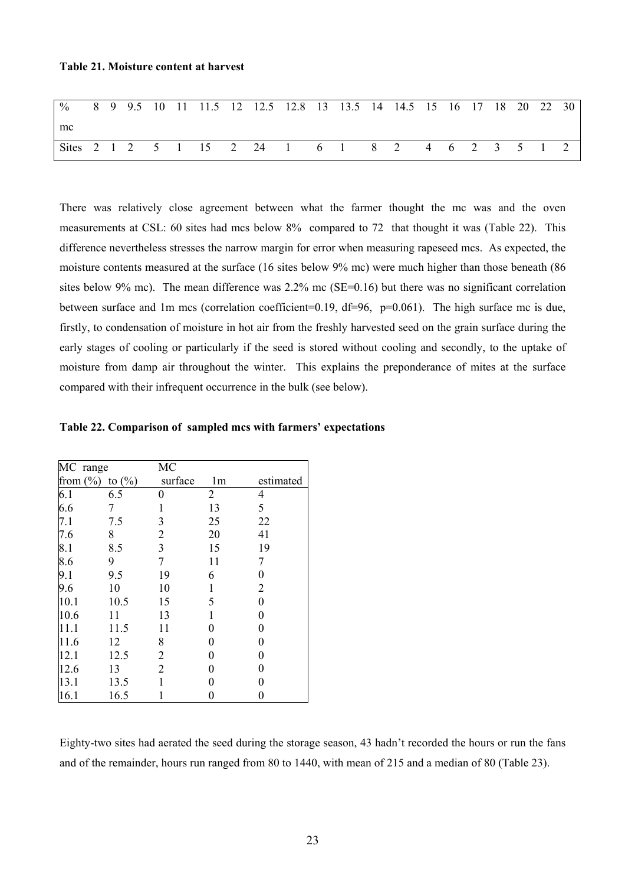**Table 21. Moisture content at harvest**

| % mc | 8 | 9 | 9.5 | 10 | 11 | 11.5 | 12 | 12.5 | 12.8 | 13 | 13.5 | 14 | 14.5 | 15 | 16 | 17 | 18 | 20 | 22 | 30 |
|---|---|---|---|---|---|---|---|---|---|---|---|---|---|---|---|---|---|---|---|---|
| Sites | 2 | 1 | 2 | 5 | 1 | 15 | 2 | 24 | 1 | 6 | 1 | 8 | 2 | 4 | 6 | 2 | 3 | 5 | 1 | 2 |

There was relatively close agreement between what the farmer thought the mc was and the oven measurements at CSL: 60 sites had mcs below 8% compared to 72 that thought it was (Table 22). This difference nevertheless stresses the narrow margin for error when measuring rapeseed mcs. As expected, the moisture contents measured at the surface (16 sites below 9% mc) were much higher than those beneath (86 sites below 9% mc). The mean difference was 2.2% mc (SE=0.16) but there was no significant correlation between surface and 1m mcs (correlation coefficient=0.19, df=96, p=0.061). The high surface mc is due, firstly, to condensation of moisture in hot air from the freshly harvested seed on the grain surface during the early stages of cooling or particularly if the seed is stored without cooling and secondly, to the uptake of moisture from damp air throughout the winter. This explains the preponderance of mites at the surface compared with their infrequent occurrence in the bulk (see below).

**Table 22. Comparison of sampled mcs with farmers' expectations**

| MC range | | MC | | |
|---|---|---|---|---|
| from (%) | to (%) | surface | 1m | estimated |
| 6.1 | 6.5 | 0 | 2 | 4 |
| 6.6 | 7 | 1 | 13 | 5 |
| 7.1 | 7.5 | 3 | 25 | 22 |
| 7.6 | 8 | 2 | 20 | 41 |
| 8.1 | 8.5 | 3 | 15 | 19 |
| 8.6 | 9 | 7 | 11 | 7 |
| 9.1 | 9.5 | 19 | 6 | 0 |
| 9.6 | 10 | 10 | 1 | 2 |
| 10.1 | 10.5 | 15 | 5 | 0 |
| 10.6 | 11 | 13 | 1 | 0 |
| 11.1 | 11.5 | 11 | 0 | 0 |
| 11.6 | 12 | 8 | 0 | 0 |
| 12.1 | 12.5 | 2 | 0 | 0 |
| 12.6 | 13 | 2 | 0 | 0 |
| 13.1 | 13.5 | 1 | 0 | 0 |
| 16.1 | 16.5 | 1 | 0 | 0 |

Eighty-two sites had aerated the seed during the storage season, 43 hadn't recorded the hours or run the fans and of the remainder, hours run ranged from 80 to 1440, with mean of 215 and a median of 80 (Table 23).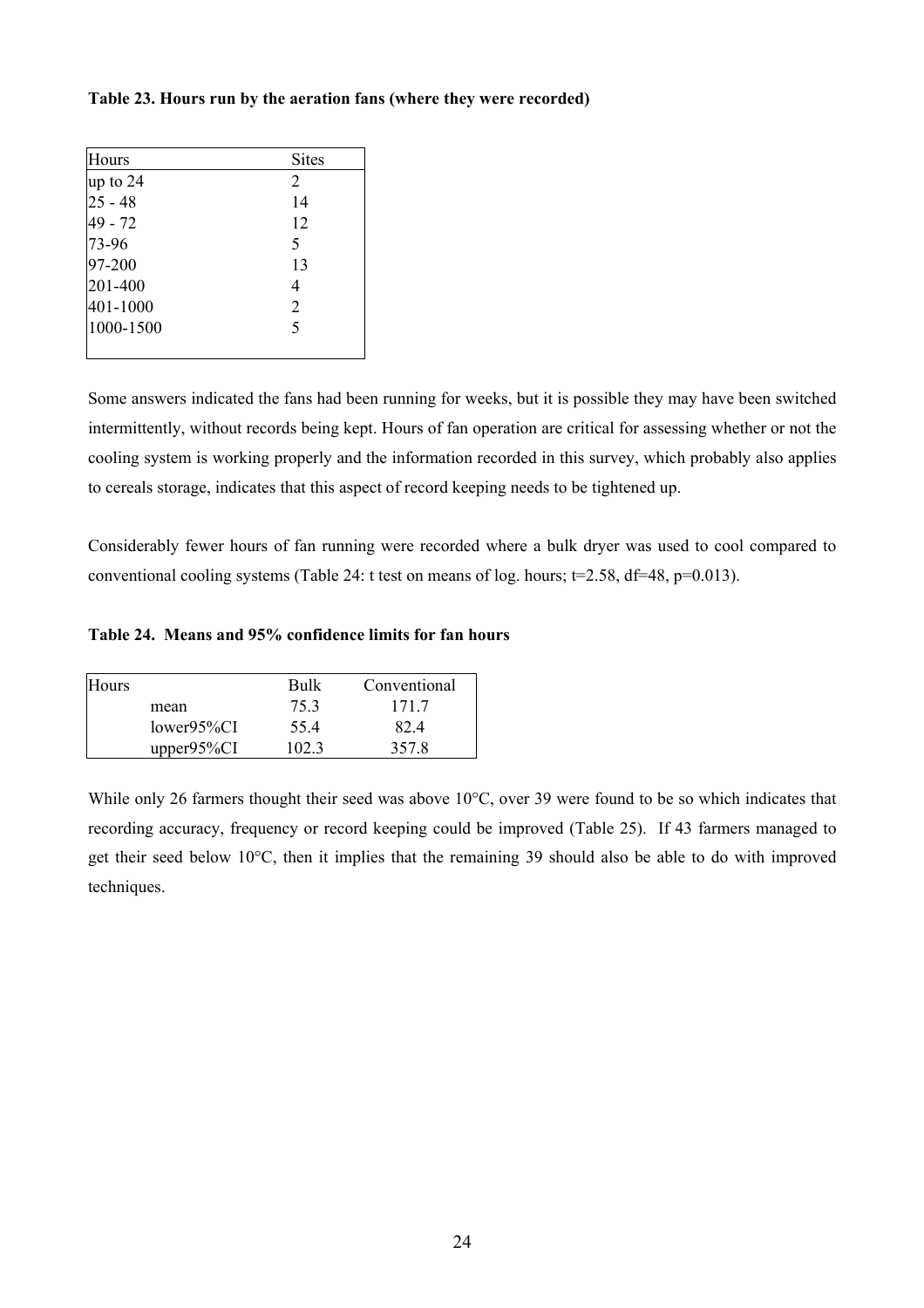**Table 23. Hours run by the aeration fans (where they were recorded)**

| Hours | Sites |
|---|---|
| up to 24 | 2 |
| 25 - 48 | 14 |
| 49 - 72 | 12 |
| 73-96 | 5 |
| 97-200 | 13 |
| 201-400 | 4 |
| 401-1000 | 2 |
| 1000-1500 | 5 |

Some answers indicated the fans had been running for weeks, but it is possible they may have been switched intermittently, without records being kept. Hours of fan operation are critical for assessing whether or not the cooling system is working properly and the information recorded in this survey, which probably also applies to cereals storage, indicates that this aspect of record keeping needs to be tightened up.

Considerably fewer hours of fan running were recorded where a bulk dryer was used to cool compared to conventional cooling systems (Table 24: t test on means of log. hours; $t=2.58$, $df=48$, $p=0.013$).

**Table 24. Means and 95% confidence limits for fan hours**

| Hours | | Bulk | Conventional |
|---|---|---|---|
| | mean | 75.3 | 171.7 |
| | lower95%CI | 55.4 | 82.4 |
| | upper95%CI | 102.3 | 357.8 |

While only 26 farmers thought their seed was above 10°C, over 39 were found to be so which indicates that recording accuracy, frequency or record keeping could be improved (Table 25). If 43 farmers managed to get their seed below 10°C, then it implies that the remaining 39 should also be able to do with improved techniques.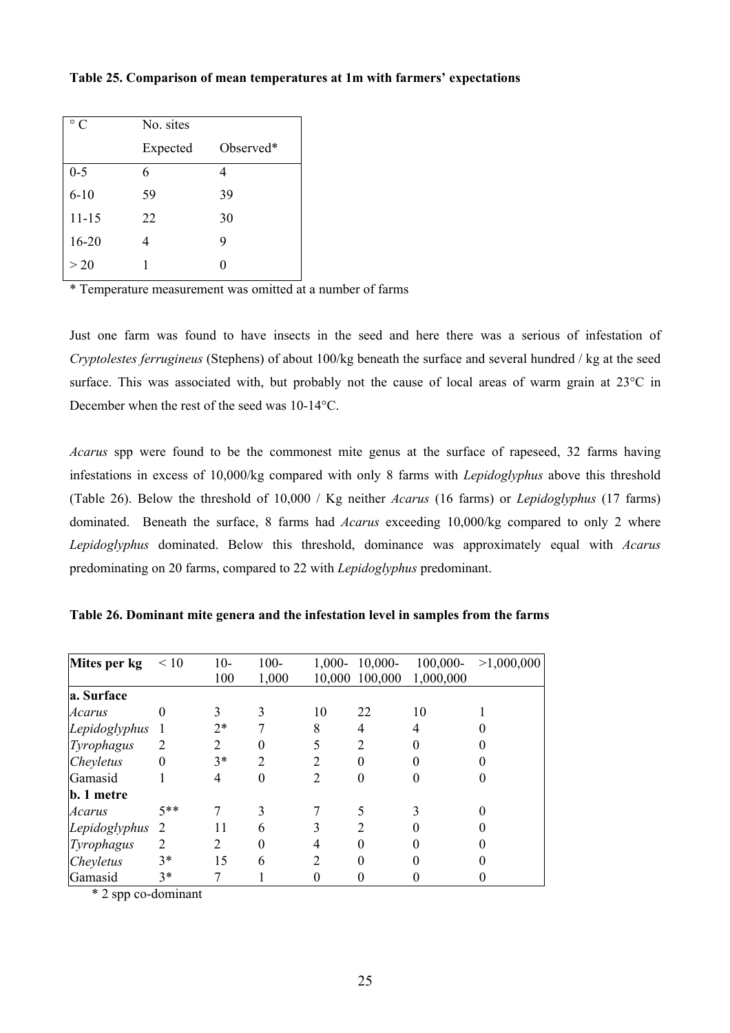**Table 25. Comparison of mean temperatures at 1m with farmers' expectations**

| ° C | No. sites | |
|---|---|---|
| | Expected | Observed* |
| 0-5 | 6 | 4 |
| 6-10 | 59 | 39 |
| 11-15 | 22 | 30 |
| 16-20 | 4 | 9 |
| > 20 | 1 | 0 |

\* Temperature measurement was omitted at a number of farms

Just one farm was found to have insects in the seed and here there was a serious of infestation of *Cryptolestes ferrugineus* (Stephens) of about 100/kg beneath the surface and several hundred / kg at the seed surface. This was associated with, but probably not the cause of local areas of warm grain at 23°C in December when the rest of the seed was 10-14°C.

*Acarus* spp were found to be the commonest mite genus at the surface of rapeseed, 32 farms having infestations in excess of 10,000/kg compared with only 8 farms with *Lepidoglyphus* above this threshold (Table 26). Below the threshold of 10,000 / Kg neither *Acarus* (16 farms) or *Lepidoglyphus* (17 farms) dominated. Beneath the surface, 8 farms had *Acarus* exceeding 10,000/kg compared to only 2 where *Lepidoglyphus* dominated. Below this threshold, dominance was approximately equal with *Acarus* predominating on 20 farms, compared to 22 with *Lepidoglyphus* predominant.

**Table 26. Dominant mite genera and the infestation level in samples from the farms**

| Mites per kg | < 10 | 10-100 | 100-1,000 | 1,000-10,000 | 10,000-100,000 | 100,000-1,000,000 | >1,000,000 |
|---|---|---|---|---|---|---|---|
| **a. Surface** | | | | | | | |
| *Acarus* | 0 | 3 | 3 | 10 | 22 | 10 | 1 |
| *Lepidoglyphus* | 1 | 2* | 7 | 8 | 4 | 4 | 0 |
| *Tyrophagus* | 2 | 2 | 0 | 5 | 2 | 0 | 0 |
| *Cheyletus* | 0 | 3* | 2 | 2 | 0 | 0 | 0 |
| Gamasid | 1 | 4 | 0 | 2 | 0 | 0 | 0 |
| **b. 1 metre** | | | | | | | |
| *Acarus* | 5** | 7 | 3 | 7 | 5 | 3 | 0 |
| *Lepidoglyphus* | 2 | 11 | 6 | 3 | 2 | 0 | 0 |
| *Tyrophagus* | 2 | 2 | 0 | 4 | 0 | 0 | 0 |
| *Cheyletus* | 3* | 15 | 6 | 2 | 0 | 0 | 0 |
| Gamasid | 3* | 7 | 1 | 0 | 0 | 0 | 0 |

\* 2 spp co-dominant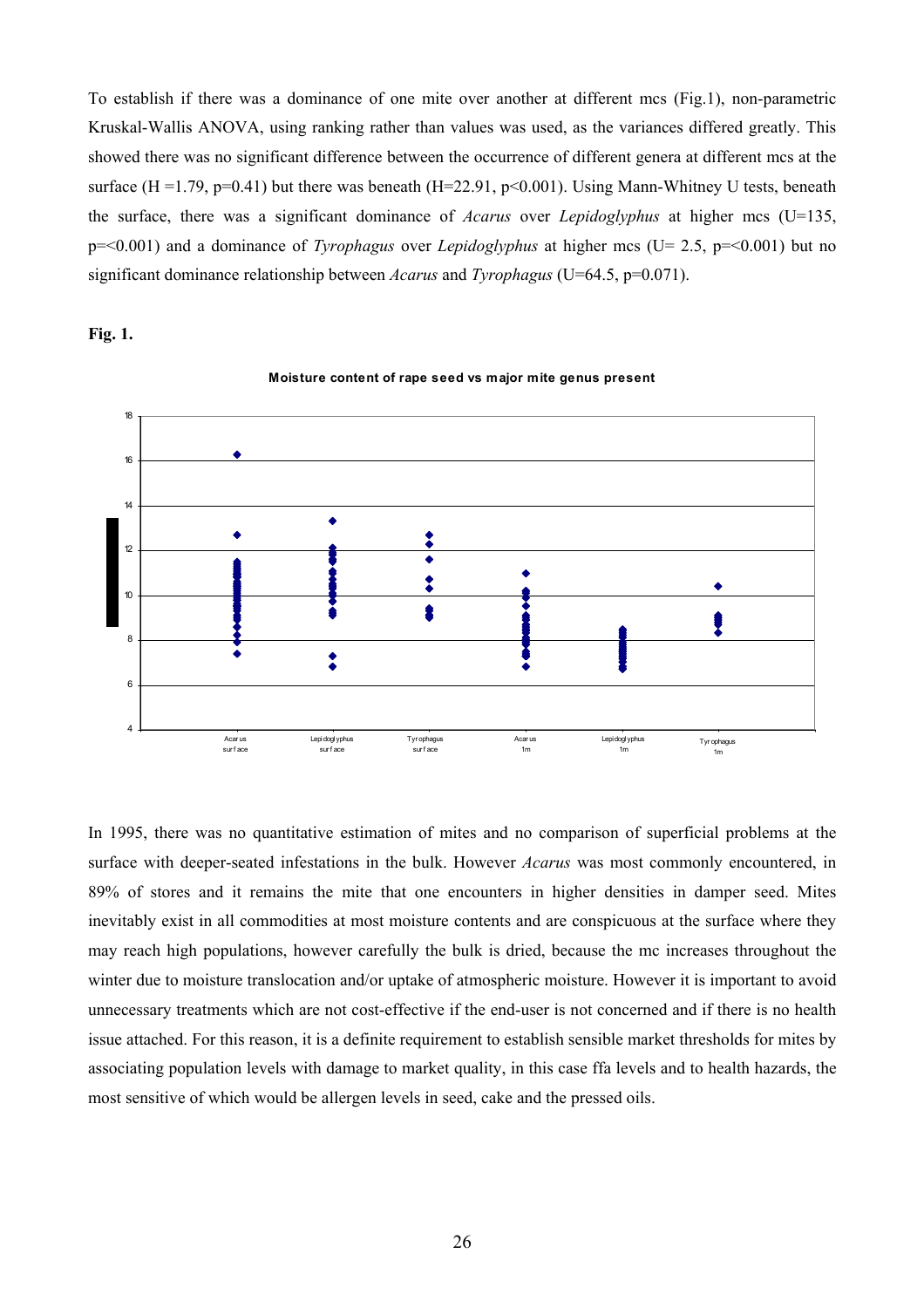To establish if there was a dominance of one mite over another at different mcs (Fig.1), non-parametric Kruskal-Wallis ANOVA, using ranking rather than values was used, as the variances differed greatly. This showed there was no significant difference between the occurrence of different genera at different mcs at the surface ($H = 1.79$, $p = 0.41$) but there was beneath ($H = 22.91$, $p < 0.001$). Using Mann-Whitney U tests, beneath the surface, there was a significant dominance of *Acarus* over *Lepidoglyphus* at higher mcs ($U = 135$, $p = < 0.001$) and a dominance of *Tyrophagus* over *Lepidoglyphus* at higher mcs ($U = 2.5$, $p = < 0.001$) but no significant dominance relationship between *Acarus* and *Tyrophagus* ($U = 64.5$, $p = 0.071$).

**Fig. 1.**

**Moisture content of rape seed vs major mite genus present**

In 1995, there was no quantitative estimation of mites and no comparison of superficial problems at the surface with deeper-seated infestations in the bulk. However *Acarus* was most commonly encountered, in 89% of stores and it remains the mite that one encounters in higher densities in damper seed. Mites inevitably exist in all commodities at most moisture contents and are conspicuous at the surface where they may reach high populations, however carefully the bulk is dried, because the mc increases throughout the winter due to moisture translocation and/or uptake of atmospheric moisture. However it is important to avoid unnecessary treatments which are not cost-effective if the end-user is not concerned and if there is no health issue attached. For this reason, it is a definite requirement to establish sensible market thresholds for mites by associating population levels with damage to market quality, in this case ffa levels and to health hazards, the most sensitive of which would be allergen levels in seed, cake and the pressed oils.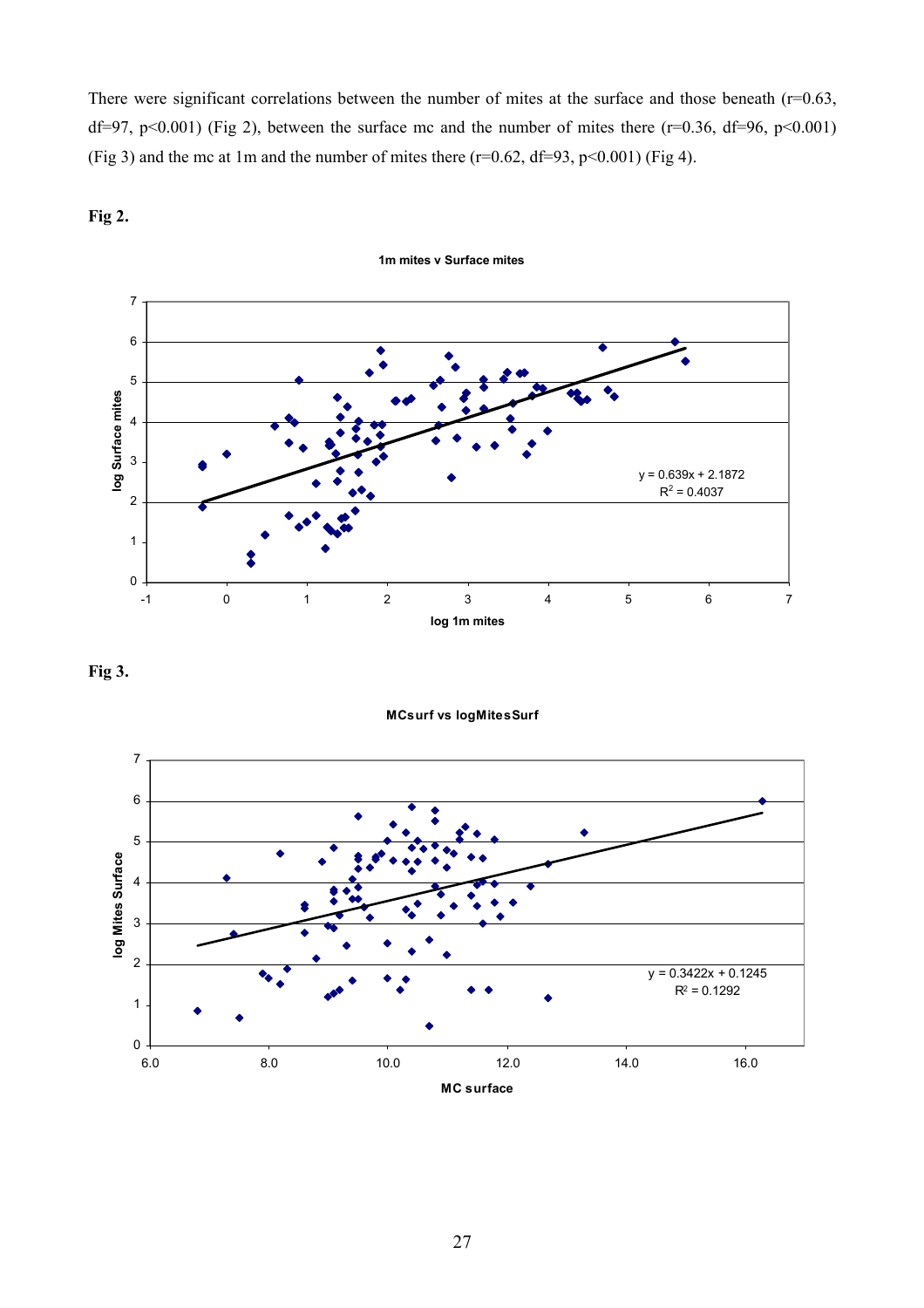There were significant correlations between the number of mites at the surface and those beneath ($r=0.63$, $df=97$, $p<0.001$) (Fig 2), between the surface mc and the number of mites there ($r=0.36$, $df=96$, $p<0.001$) (Fig 3) and the mc at 1m and the number of mites there ($r=0.62$, $df=93$, $p<0.001$) (Fig 4).

**Fig 2.**

**1m mites v Surface mites**

$y = 0.639x + 2.1872$

$R^2 = 0.4037$

**Fig 3.**

**MCsurf vs logMitesSurf**

$y = 0.3422x + 0.1245$

$R^2 = 0.1292$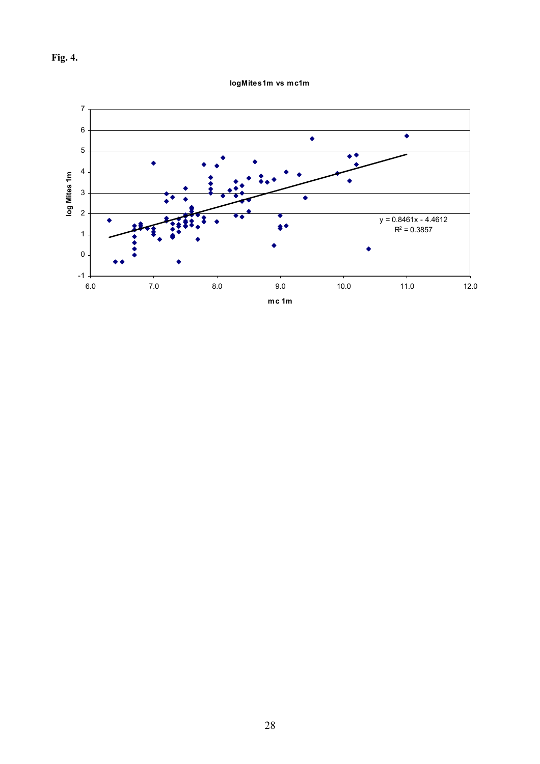**Fig. 4.**

**logMites1m vs mc1m**

$y = 0.8461x - 4.4612$

$R^2 = 0.3857$

log Mites 1m

mc 1m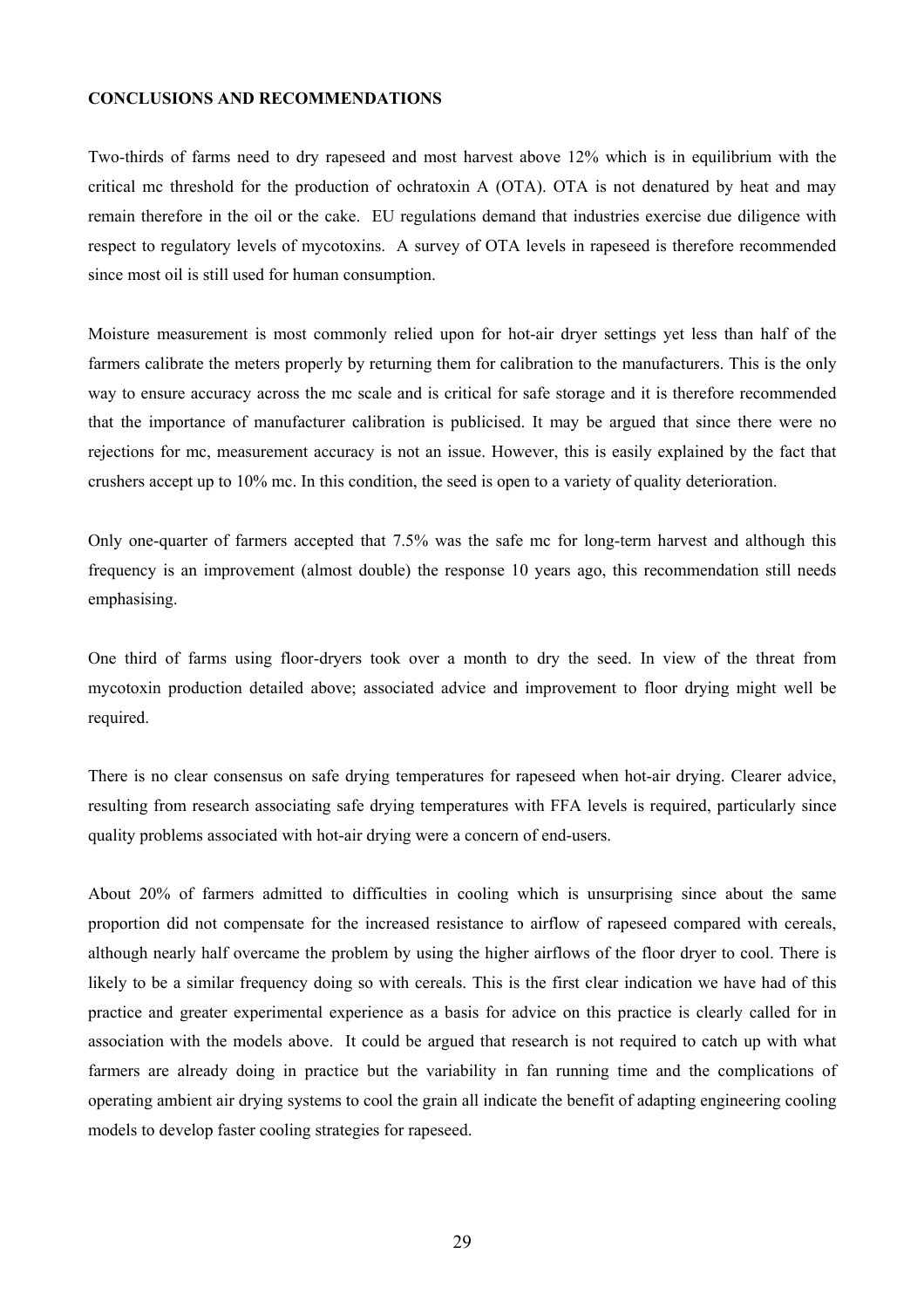**CONCLUSIONS AND RECOMMENDATIONS**

Two-thirds of farms need to dry rapeseed and most harvest above 12% which is in equilibrium with the critical mc threshold for the production of ochratoxin A (OTA). OTA is not denatured by heat and may remain therefore in the oil or the cake. EU regulations demand that industries exercise due diligence with respect to regulatory levels of mycotoxins. A survey of OTA levels in rapeseed is therefore recommended since most oil is still used for human consumption.

Moisture measurement is most commonly relied upon for hot-air dryer settings yet less than half of the farmers calibrate the meters properly by returning them for calibration to the manufacturers. This is the only way to ensure accuracy across the mc scale and is critical for safe storage and it is therefore recommended that the importance of manufacturer calibration is publicised. It may be argued that since there were no rejections for mc, measurement accuracy is not an issue. However, this is easily explained by the fact that crushers accept up to 10% mc. In this condition, the seed is open to a variety of quality deterioration.

Only one-quarter of farmers accepted that 7.5% was the safe mc for long-term harvest and although this frequency is an improvement (almost double) the response 10 years ago, this recommendation still needs emphasising.

One third of farms using floor-dryers took over a month to dry the seed. In view of the threat from mycotoxin production detailed above; associated advice and improvement to floor drying might well be required.

There is no clear consensus on safe drying temperatures for rapeseed when hot-air drying. Clearer advice, resulting from research associating safe drying temperatures with FFA levels is required, particularly since quality problems associated with hot-air drying were a concern of end-users.

About 20% of farmers admitted to difficulties in cooling which is unsurprising since about the same proportion did not compensate for the increased resistance to airflow of rapeseed compared with cereals, although nearly half overcame the problem by using the higher airflows of the floor dryer to cool. There is likely to be a similar frequency doing so with cereals. This is the first clear indication we have had of this practice and greater experimental experience as a basis for advice on this practice is clearly called for in association with the models above. It could be argued that research is not required to catch up with what farmers are already doing in practice but the variability in fan running time and the complications of operating ambient air drying systems to cool the grain all indicate the benefit of adapting engineering cooling models to develop faster cooling strategies for rapeseed.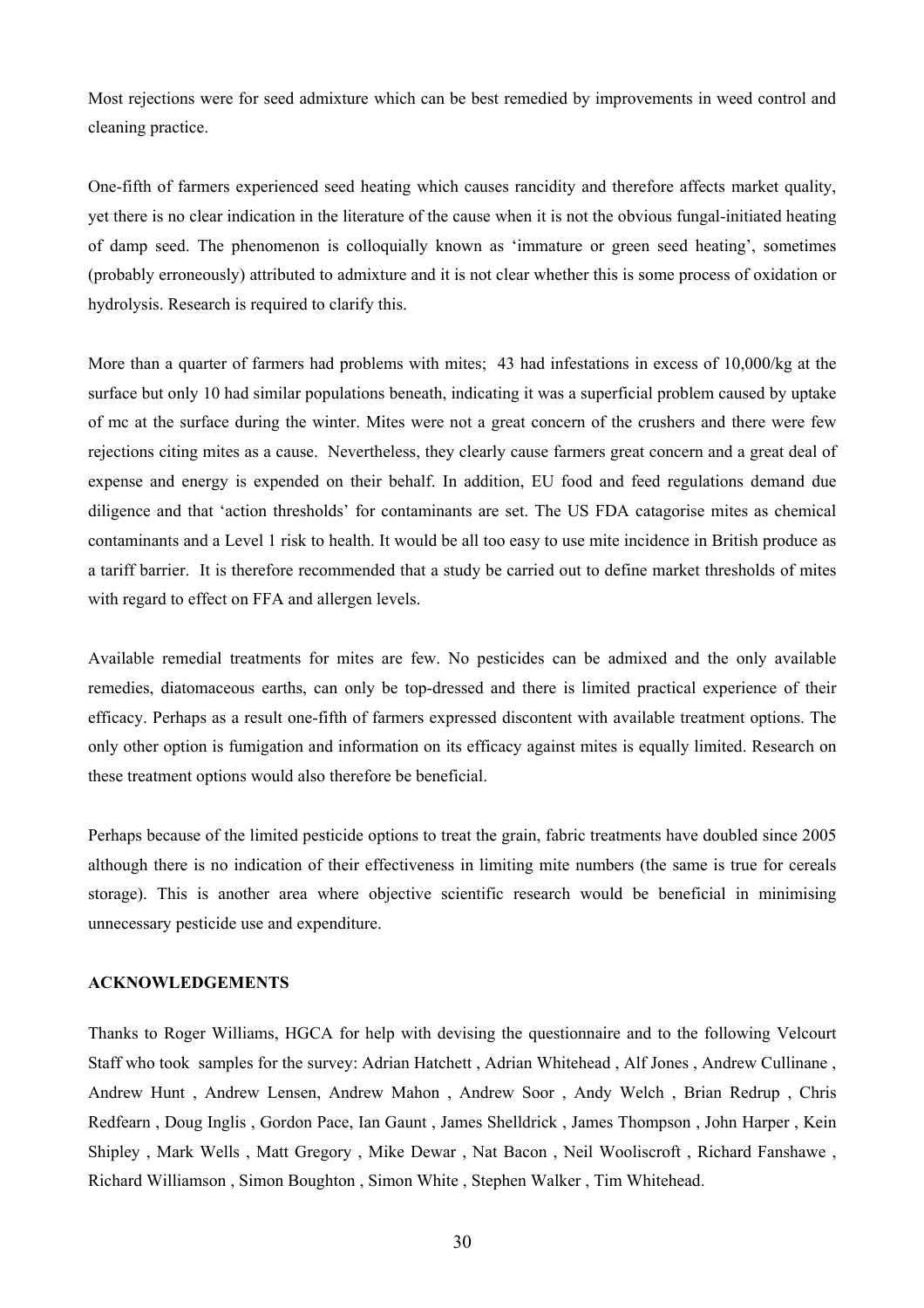Most rejections were for seed admixture which can be best remedied by improvements in weed control and cleaning practice.

One-fifth of farmers experienced seed heating which causes rancidity and therefore affects market quality, yet there is no clear indication in the literature of the cause when it is not the obvious fungal-initiated heating of damp seed. The phenomenon is colloquially known as 'immature or green seed heating', sometimes (probably erroneously) attributed to admixture and it is not clear whether this is some process of oxidation or hydrolysis. Research is required to clarify this.

More than a quarter of farmers had problems with mites; 43 had infestations in excess of 10,000/kg at the surface but only 10 had similar populations beneath, indicating it was a superficial problem caused by uptake of mc at the surface during the winter. Mites were not a great concern of the crushers and there were few rejections citing mites as a cause. Nevertheless, they clearly cause farmers great concern and a great deal of expense and energy is expended on their behalf. In addition, EU food and feed regulations demand due diligence and that 'action thresholds' for contaminants are set. The US FDA catagorise mites as chemical contaminants and a Level 1 risk to health. It would be all too easy to use mite incidence in British produce as a tariff barrier. It is therefore recommended that a study be carried out to define market thresholds of mites with regard to effect on FFA and allergen levels.

Available remedial treatments for mites are few. No pesticides can be admixed and the only available remedies, diatomaceous earths, can only be top-dressed and there is limited practical experience of their efficacy. Perhaps as a result one-fifth of farmers expressed discontent with available treatment options. The only other option is fumigation and information on its efficacy against mites is equally limited. Research on these treatment options would also therefore be beneficial.

Perhaps because of the limited pesticide options to treat the grain, fabric treatments have doubled since 2005 although there is no indication of their effectiveness in limiting mite numbers (the same is true for cereals storage). This is another area where objective scientific research would be beneficial in minimising unnecessary pesticide use and expenditure.

**ACKNOWLEDGEMENTS**

Thanks to Roger Williams, HGCA for help with devising the questionnaire and to the following Velcourt Staff who took samples for the survey: Adrian Hatchett , Adrian Whitehead , Alf Jones , Andrew Cullinane , Andrew Hunt , Andrew Lensen, Andrew Mahon , Andrew Soor , Andy Welch , Brian Redrup , Chris Redfearn , Doug Inglis , Gordon Pace, Ian Gaunt , James Shelldrick , James Thompson , John Harper , Kein Shipley , Mark Wells , Matt Gregory , Mike Dewar , Nat Bacon , Neil Wooliscroft , Richard Fanshawe , Richard Williamson , Simon Boughton , Simon White , Stephen Walker , Tim Whitehead.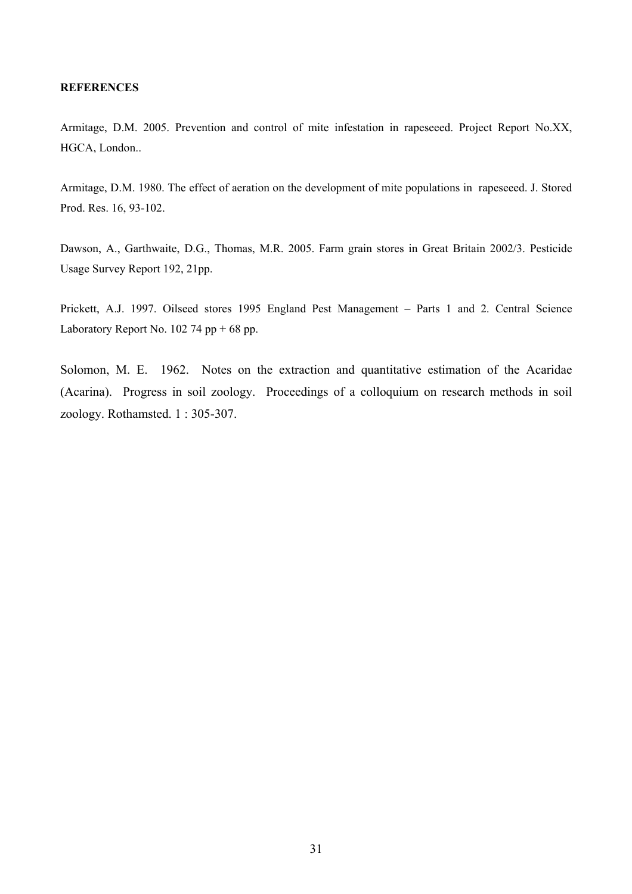**REFERENCES**

Armitage, D.M. 2005. Prevention and control of mite infestation in rapeseeed. Project Report No.XX, HGCA, London..

Armitage, D.M. 1980. The effect of aeration on the development of mite populations in rapeseeed. J. Stored Prod. Res. 16, 93-102.

Dawson, A., Garthwaite, D.G., Thomas, M.R. 2005. Farm grain stores in Great Britain 2002/3. Pesticide Usage Survey Report 192, 21pp.

Prickett, A.J. 1997. Oilseed stores 1995 England Pest Management – Parts 1 and 2. Central Science Laboratory Report No. 102 74 pp + 68 pp.

Solomon, M. E. 1962. Notes on the extraction and quantitative estimation of the Acaridae (Acarina). Progress in soil zoology. Proceedings of a colloquium on research methods in soil zoology. Rothamsted. 1 : 305-307.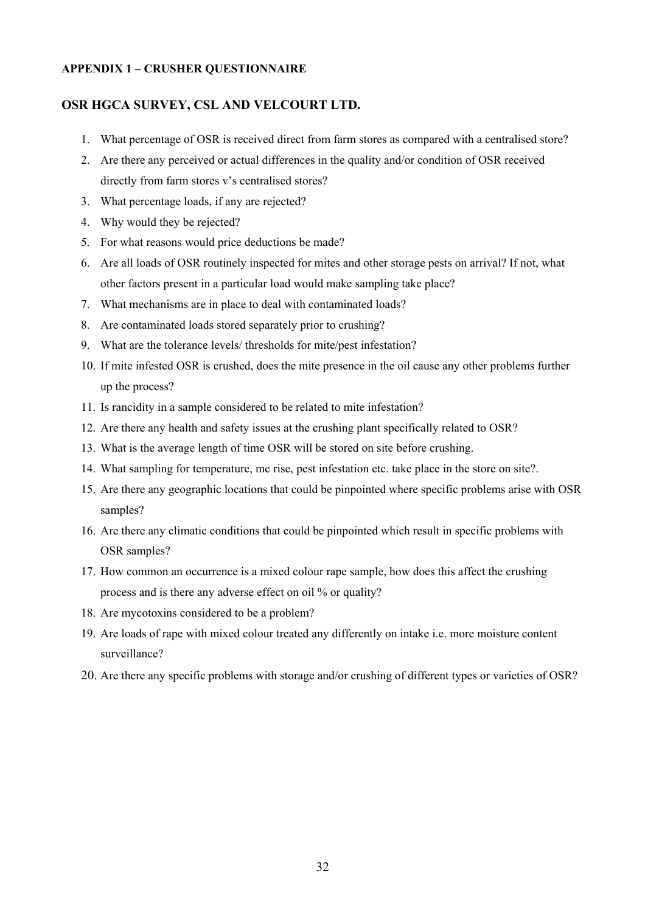**APPENDIX 1 – CRUSHER QUESTIONNAIRE**

## OSR HGCA SURVEY, CSL AND VELCOURT LTD.

1. What percentage of OSR is received direct from farm stores as compared with a centralised store?
2. Are there any perceived or actual differences in the quality and/or condition of OSR received directly from farm stores v's centralised stores?
3. What percentage loads, if any are rejected?
4. Why would they be rejected?
5. For what reasons would price deductions be made?
6. Are all loads of OSR routinely inspected for mites and other storage pests on arrival? If not, what other factors present in a particular load would make sampling take place?
7. What mechanisms are in place to deal with contaminated loads?
8. Are contaminated loads stored separately prior to crushing?
9. What are the tolerance levels/ thresholds for mite/pest infestation?
10. If mite infested OSR is crushed, does the mite presence in the oil cause any other problems further up the process?
11. Is rancidity in a sample considered to be related to mite infestation?
12. Are there any health and safety issues at the crushing plant specifically related to OSR?
13. What is the average length of time OSR will be stored on site before crushing.
14. What sampling for temperature, mc rise, pest infestation etc. take place in the store on site?.
15. Are there any geographic locations that could be pinpointed where specific problems arise with OSR samples?
16. Are there any climatic conditions that could be pinpointed which result in specific problems with OSR samples?
17. How common an occurrence is a mixed colour rape sample, how does this affect the crushing process and is there any adverse effect on oil % or quality?
18. Are mycotoxins considered to be a problem?
19. Are loads of rape with mixed colour treated any differently on intake i.e. more moisture content surveillance?
20. Are there any specific problems with storage and/or crushing of different types or varieties of OSR?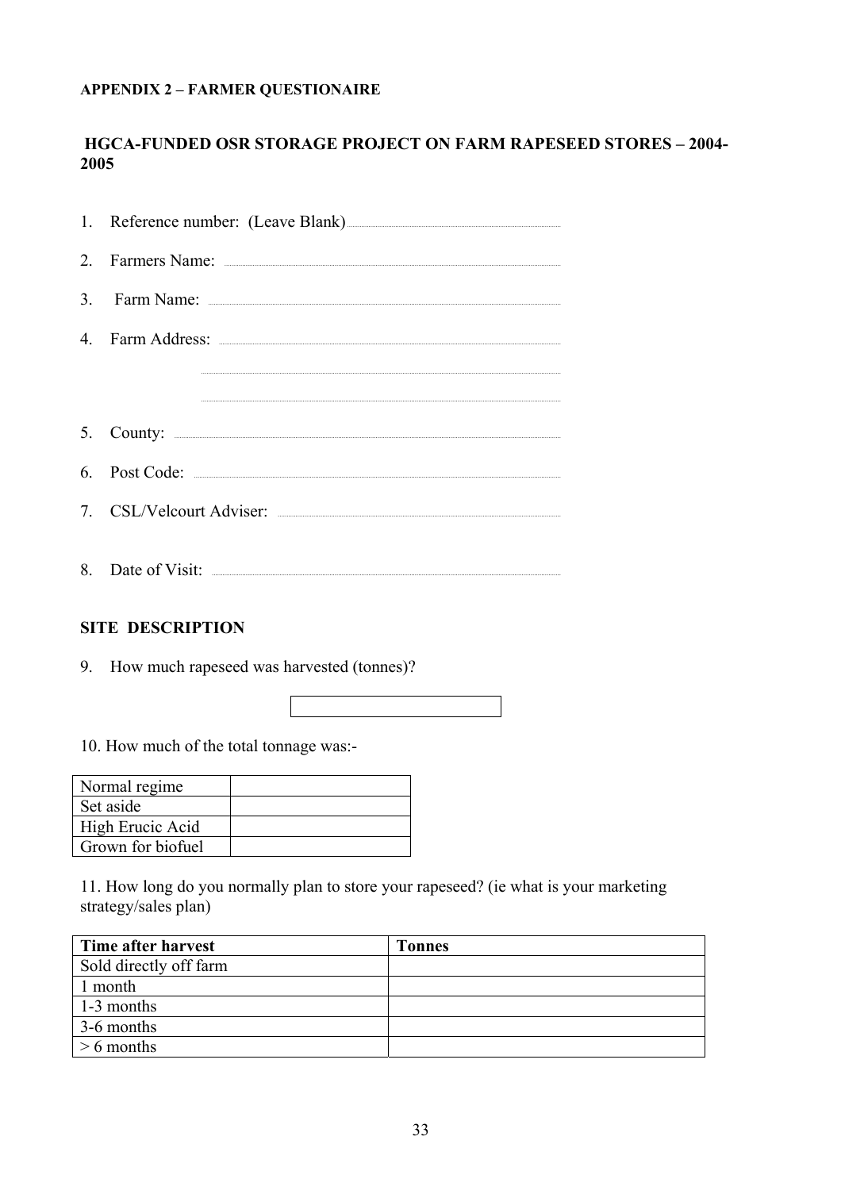**APPENDIX 2 – FARMER QUESTIONAIRE**

**HGCA-FUNDED OSR STORAGE PROJECT ON FARM RAPESEED STORES – 2004-2005**

1. Reference number: (Leave Blank)............................................................
2. Farmers Name: ............................................................
3. Farm Name: ............................................................
4. Farm Address: ............................................................

   ............................................................

   ............................................................
5. County: ............................................................
6. Post Code: ............................................................
7. CSL/Velcourt Adviser: ............................................................
8. Date of Visit: ............................................................

**SITE DESCRIPTION**

9. How much rapeseed was harvested (tonnes)?

| |
|---|
| |

10. How much of the total tonnage was:-

| | |
|---|---|
| Normal regime | |
| Set aside | |
| High Erucic Acid | |
| Grown for biofuel | |

11. How long do you normally plan to store your rapeseed? (ie what is your marketing strategy/sales plan)

| Time after harvest | Tonnes |
|---|---|
| Sold directly off farm | |
| 1 month | |
| 1-3 months | |
| 3-6 months | |
| > 6 months | |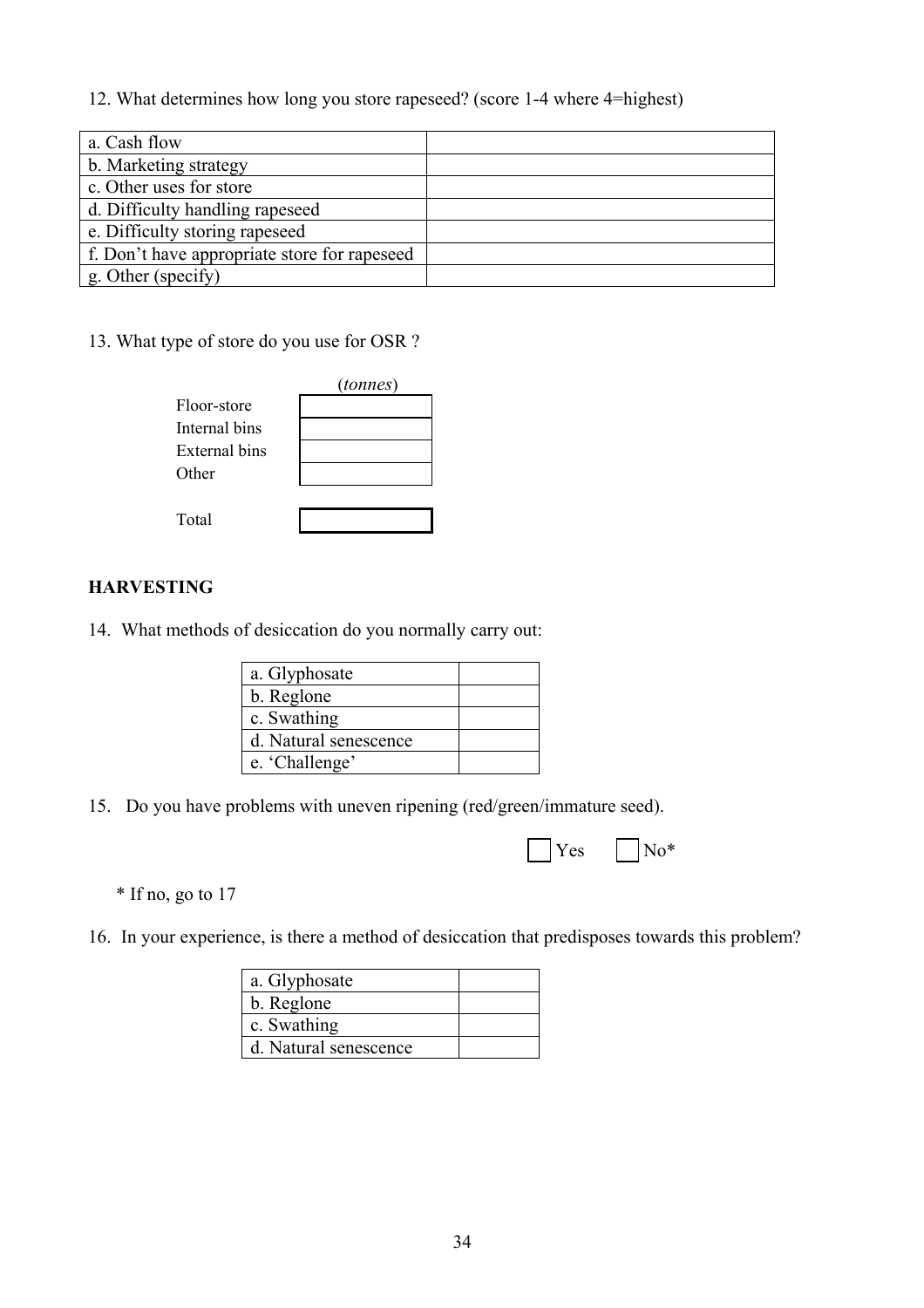12. What determines how long you store rapeseed? (score 1-4 where 4=highest)

| | |
|---|---|
| a. Cash flow | |
| b. Marketing strategy | |
| c. Other uses for store | |
| d. Difficulty handling rapeseed | |
| e. Difficulty storing rapeseed | |
| f. Don't have appropriate store for rapeseed | |
| g. Other (specify) | |

13. What type of store do you use for OSR ?

| | (*tonnes*) |
|---|---|
| Floor-store | |
| Internal bins | |
| External bins | |
| Other | |
| Total | |

**HARVESTING**

14. What methods of desiccation do you normally carry out:

| | |
|---|---|
| a. Glyphosate | |
| b. Reglone | |
| c. Swathing | |
| d. Natural senescence | |
| e. 'Challenge' | |

15. Do you have problems with uneven ripening (red/green/immature seed).

☐ Yes ☐ No*

\* If no, go to 17

16. In your experience, is there a method of desiccation that predisposes towards this problem?

| | |
|---|---|
| a. Glyphosate | |
| b. Reglone | |
| c. Swathing | |
| d. Natural senescence | |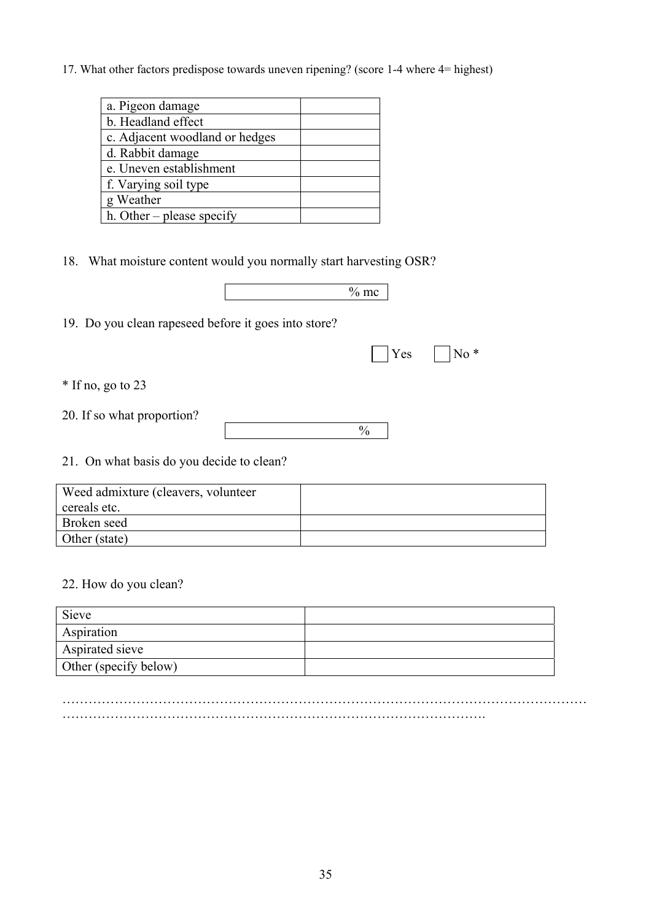17. What other factors predispose towards uneven ripening? (score 1-4 where 4= highest)

| | |
|---|---|
| a. Pigeon damage | |
| b. Headland effect | |
| c. Adjacent woodland or hedges | |
| d. Rabbit damage | |
| e. Uneven establishment | |
| f. Varying soil type | |
| g Weather | |
| h. Other – please specify | |

18. What moisture content would you normally start harvesting OSR?

| % mc |
|---|

19. Do you clean rapeseed before it goes into store?

☐ Yes ☐ No *

* If no, go to 23

20. If so what proportion?

| % |
|---|

21. On what basis do you decide to clean?

| | |
|---|---|
| Weed admixture (cleavers, volunteer cereals etc. | |
| Broken seed | |
| Other (state) | |

22. How do you clean?

| | |
|---|---|
| Sieve | |
| Aspiration | |
| Aspirated sieve | |
| Other (specify below) | |

…………………………………………………………………………………………………………
…………………………………………………………………………………….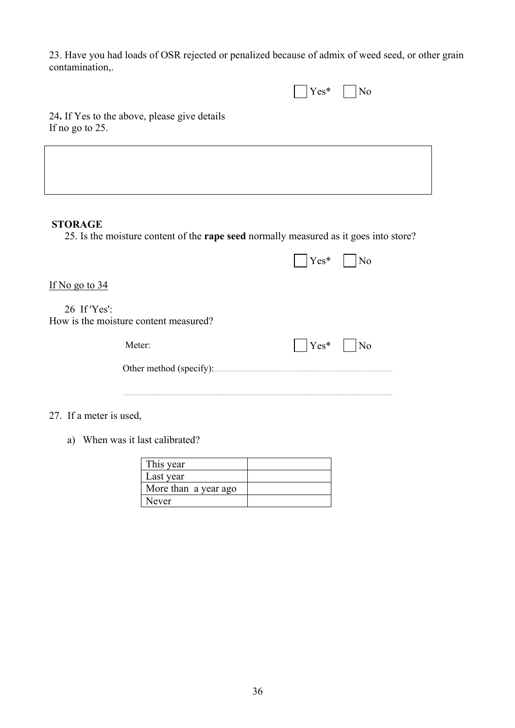23. Have you had loads of OSR rejected or penalized because of admix of weed seed, or other grain contamination,.

☐ Yes* ☐ No

24**.** If Yes to the above, please give details
If no go to 25.

| |
|---|
| |

**STORAGE**

25. Is the moisture content of the **rape seed** normally measured as it goes into store?

☐ Yes* ☐ No

<u>If No go to 34</u>

26 If 'Yes':
How is the moisture content measured?

Meter: ☐ Yes* ☐ No

Other method (specify): ..............................................................................................................

..............................................................................................................................................

27. If a meter is used,

a) When was it last calibrated?

| This year | |
|---|---|
| Last year | |
| More than a year ago | |
| Never | |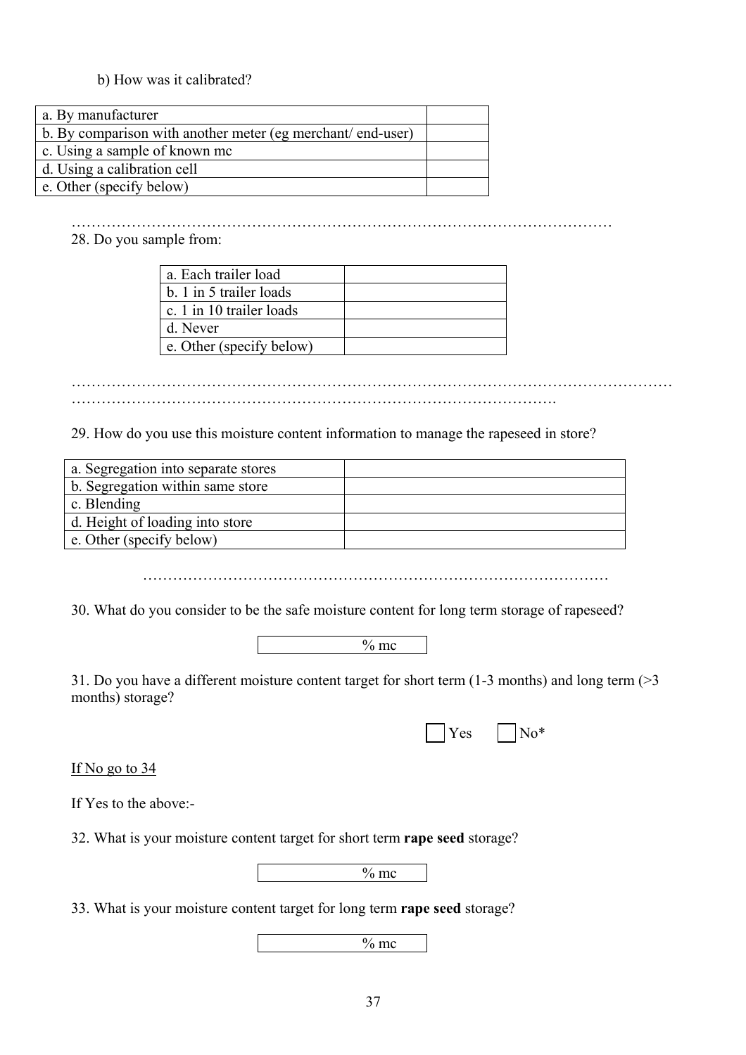b) How was it calibrated?

| a. By manufacturer | |
|---|---|
| b. By comparison with another meter (eg merchant/ end-user) | |
| c. Using a sample of known mc | |
| d. Using a calibration cell | |
| e. Other (specify below) | |

…………………………………………………………………………………………………

28. Do you sample from:

| a. Each trailer load | |
|---|---|
| b. 1 in 5 trailer loads | |
| c. 1 in 10 trailer loads | |
| d. Never | |
| e. Other (specify below) | |

…………………………………………………………………………………………………………
……………………………………………………………………………………….

29. How do you use this moisture content information to manage the rapeseed in store?

| a. Segregation into separate stores | |
|---|---|
| b. Segregation within same store | |
| c. Blending | |
| d. Height of loading into store | |
| e. Other (specify below) | |

………………………………………………………………………………………

30. What do you consider to be the safe moisture content for long term storage of rapeseed?

| % mc |
|---|

31. Do you have a different moisture content target for short term (1-3 months) and long term (>3 months) storage?

☐ Yes ☐ No*

<u>If No go to 34</u>

If Yes to the above:-

32. What is your moisture content target for short term **rape seed** storage?

| % mc |
|---|

33. What is your moisture content target for long term **rape seed** storage?

| % mc |
|---|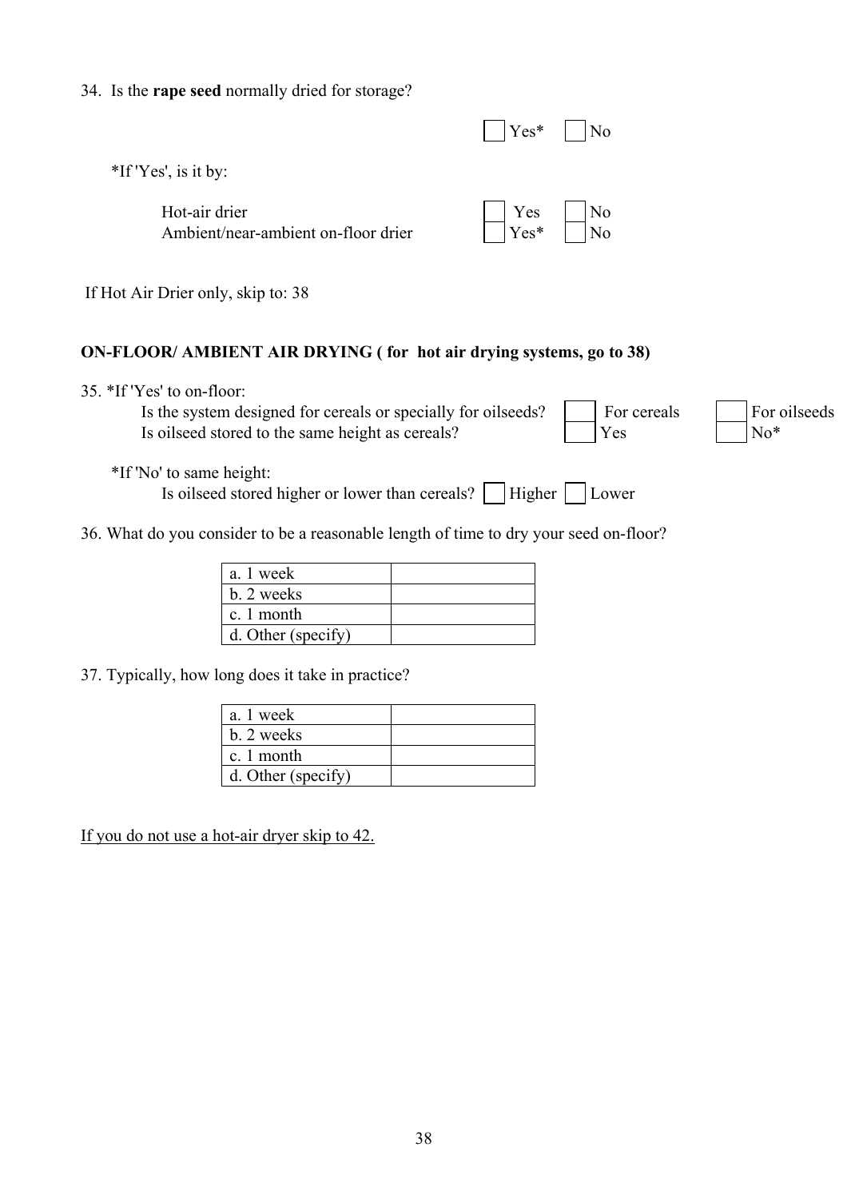34. Is the **rape seed** normally dried for storage?

☐ Yes* ☐ No

*If 'Yes', is it by:

| | | |
|---|---|---|
| Hot-air drier | ☐ Yes | ☐ No |
| Ambient/near-ambient on-floor drier | ☐ Yes* | ☐ No |

If Hot Air Drier only, skip to: 38

**ON-FLOOR/ AMBIENT AIR DRYING ( for hot air drying systems, go to 38)**

35. *If 'Yes' to on-floor:

| | | |
|---|---|---|
| Is the system designed for cereals or specially for oilseeds? | ☐ For cereals | ☐ For oilseeds |
| Is oilseed stored to the same height as cereals? | ☐ Yes | ☐ No* |

*If 'No' to same height:

Is oilseed stored higher or lower than cereals? ☐ Higher ☐ Lower

36. What do you consider to be a reasonable length of time to dry your seed on-floor?

| | |
|---|---|
| a. 1 week | |
| b. 2 weeks | |
| c. 1 month | |
| d. Other (specify) | |

37. Typically, how long does it take in practice?

| | |
|---|---|
| a. 1 week | |
| b. 2 weeks | |
| c. 1 month | |
| d. Other (specify) | |

<u>If you do not use a hot-air dryer skip to 42.</u>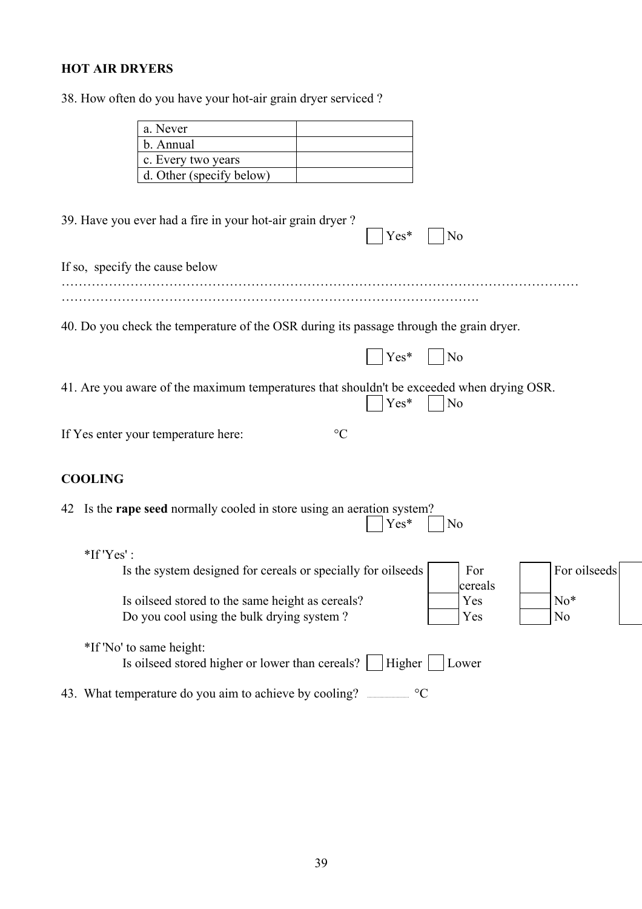**HOT AIR DRYERS**

38. How often do you have your hot-air grain dryer serviced ?

| a. Never | |
|---|---|
| b. Annual | |
| c. Every two years | |
| d. Other (specify below) | |

39. Have you ever had a fire in your hot-air grain dryer ?

☐ Yes* ☐ No

If so, specify the cause below

…………………………………………………………………………………………………………
…………………………………………………………………………………….

40. Do you check the temperature of the OSR during its passage through the grain dryer.

☐ Yes* ☐ No

41. Are you aware of the maximum temperatures that shouldn't be exceeded when drying OSR.

☐ Yes* ☐ No

If Yes enter your temperature here: °C

**COOLING**

42 Is the **rape seed** normally cooled in store using an aeration system?

☐ Yes* ☐ No

*If 'Yes' :

| | | | | |
|---|---|---|---|---|
| Is the system designed for cereals or specially for oilseeds | ☐ | For cereals | ☐ | For oilseeds |
| Is oilseed stored to the same height as cereals? | ☐ | Yes | ☐ | No* |
| Do you cool using the bulk drying system ? | ☐ | Yes | ☐ | No |

*If 'No' to same height:

Is oilseed stored higher or lower than cereals? ☐ Higher ☐ Lower

43. What temperature do you aim to achieve by cooling? ........... °C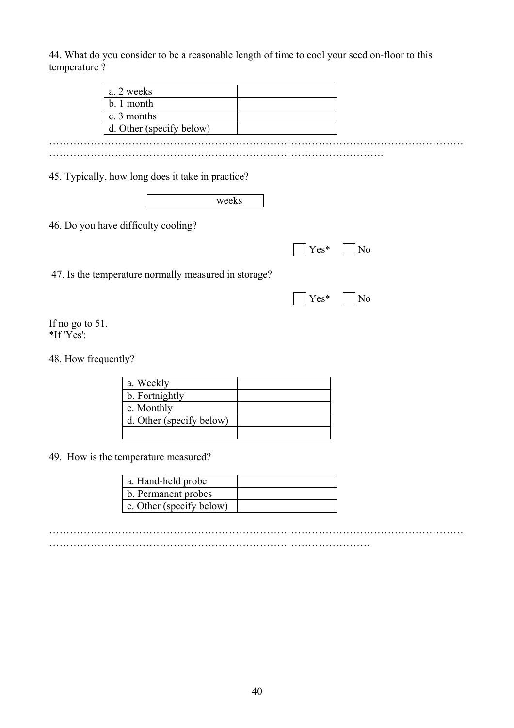44. What do you consider to be a reasonable length of time to cool your seed on-floor to this temperature ?

| a. 2 weeks | |
|---|---|
| b. 1 month | |
| c. 3 months | |
| d. Other (specify below) | |

…………………………………………………………………………………………………………
………………………………………………………………………………………….

45. Typically, how long does it take in practice?

| weeks |
|---|

46. Do you have difficulty cooling?

☐ Yes* ☐ No

47. Is the temperature normally measured in storage?

☐ Yes* ☐ No

If no go to 51.
*If 'Yes':

48. How frequently?

| a. Weekly | |
|---|---|
| b. Fortnightly | |
| c. Monthly | |
| d. Other (specify below) | |
| | |

49. How is the temperature measured?

| a. Hand-held probe | |
|---|---|
| b. Permanent probes | |
| c. Other (specify below) | |

…………………………………………………………………………………………………………
…………………………………………………………………………………………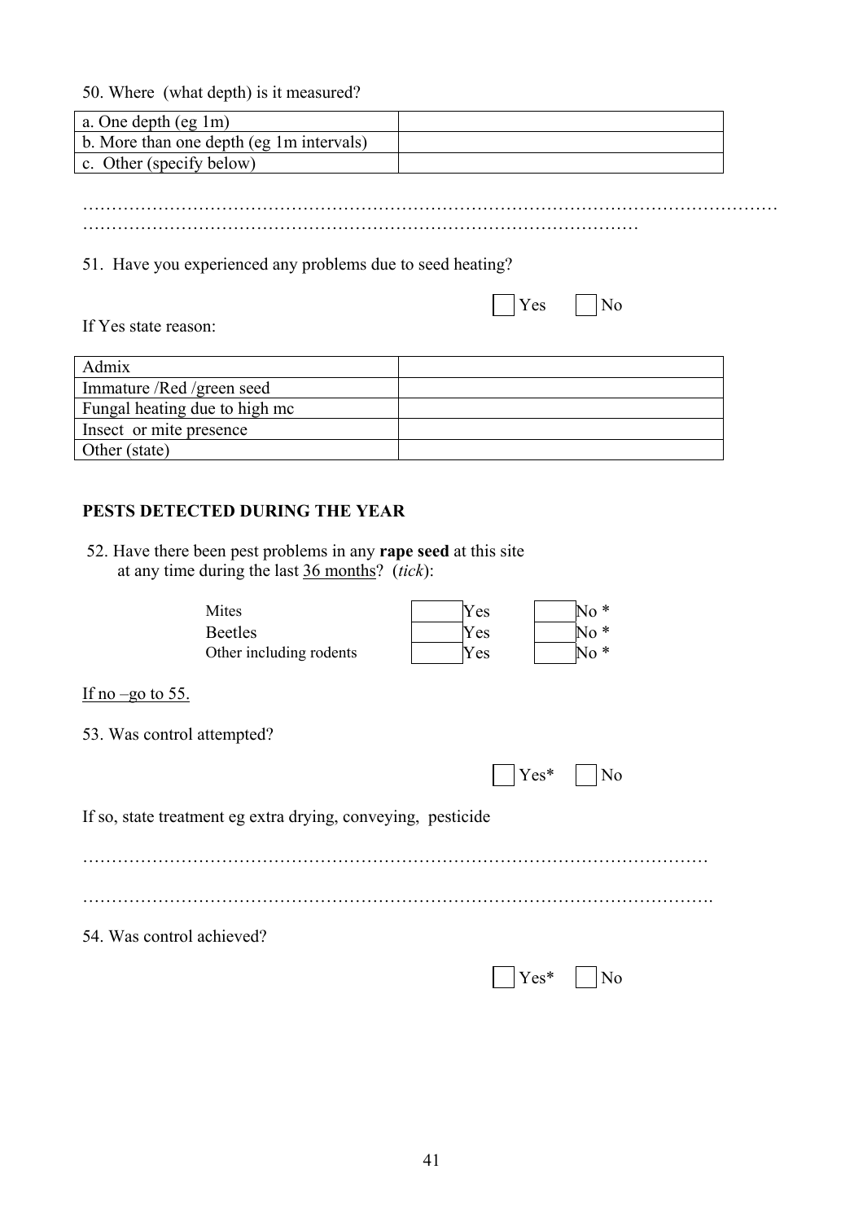50. Where (what depth) is it measured?

| a. One depth (eg 1m) | |
|---|---|
| b. More than one depth (eg 1m intervals) | |
| c. Other (specify below) | |

……………………………………………………………………………………………………………
…………………………………………………………………………………

51. Have you experienced any problems due to seed heating?

☐ Yes ☐ No

If Yes state reason:

| Admix | |
|---|---|
| Immature /Red /green seed | |
| Fungal heating due to high mc | |
| Insect or mite presence | |
| Other (state) | |

**PESTS DETECTED DURING THE YEAR**

52. Have there been pest problems in any **rape seed** at this site at any time during the last 36 months? (*tick*):

| | | | | |
|---|---|---|---|---|
| Mites | | Yes | | No * |
| Beetles | | Yes | | No * |
| Other including rodents | | Yes | | No * |

If no –go to 55.

53. Was control attempted?

☐ Yes* ☐ No

If so, state treatment eg extra drying, conveying, pesticide

……………………………………………………………………………………………

…………………………………………………………………………………………….

54. Was control achieved?

☐ Yes* ☐ No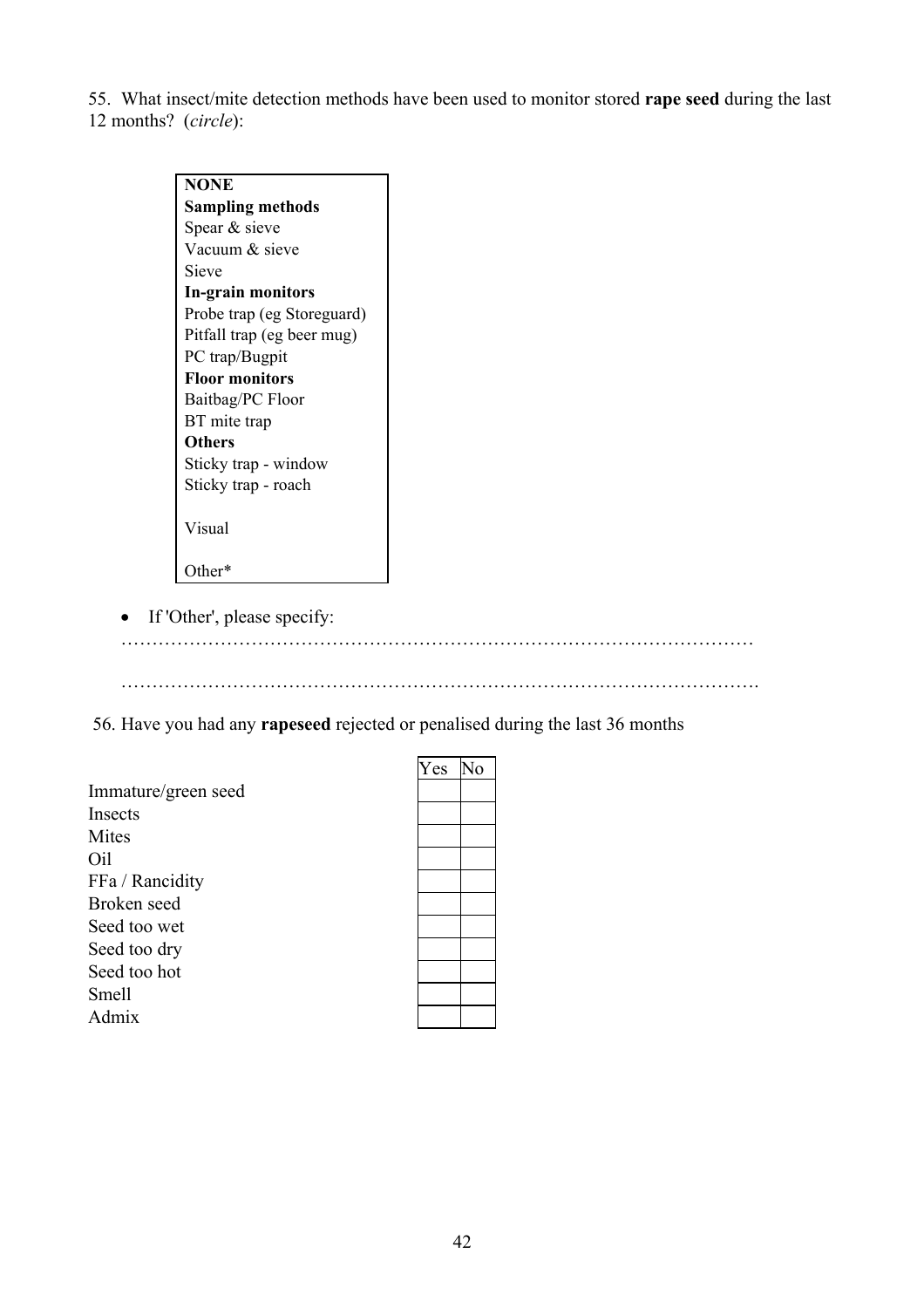55. What insect/mite detection methods have been used to monitor stored **rape seed** during the last 12 months? (*circle*):

| **NONE** |
|---|
| **Sampling methods** |
| Spear & sieve |
| Vacuum & sieve |
| Sieve |
| **In-grain monitors** |
| Probe trap (eg Storeguard) |
| Pitfall trap (eg beer mug) |
| PC trap/Bugpit |
| **Floor monitors** |
| Baitbag/PC Floor |
| BT mite trap |
| **Others** |
| Sticky trap - window |
| Sticky trap - roach |
| Visual |
| Other* |

- If 'Other', please specify:

…………………………………………………………………………………………

………………………………………………………………………………………….

56. Have you had any **rapeseed** rejected or penalised during the last 36 months

| | Yes | No |
|---|---|---|
| Immature/green seed | | |
| Insects | | |
| Mites | | |
| Oil | | |
| FFa / Rancidity | | |
| Broken seed | | |
| Seed too wet | | |
| Seed too dry | | |
| Seed too hot | | |
| Smell | | |
| Admix | | |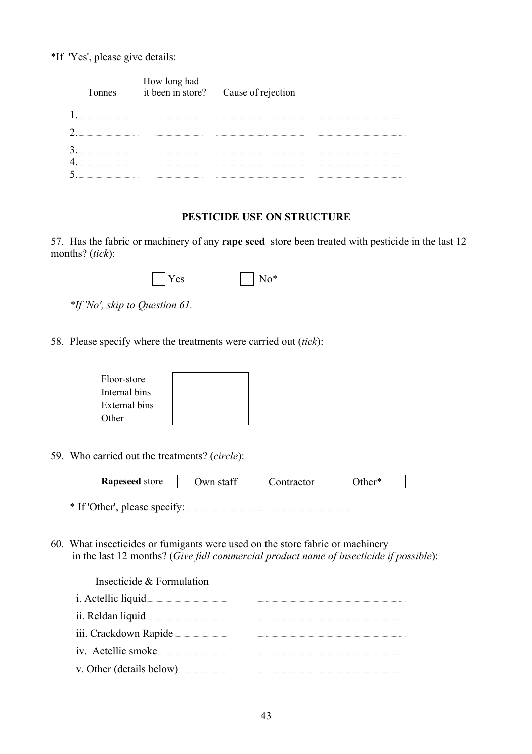*If 'Yes', please give details:

| | Tonnes | How long had it been in store? | Cause of rejection | |
|---|---|---|---|---|
| 1. | | | | |
| 2. | | | | |
| 3. | | | | |
| 4. | | | | |
| 5. | | | | |

## PESTICIDE USE ON STRUCTURE

57. Has the fabric or machinery of any **rape seed** store been treated with pesticide in the last 12 months? (*tick*):

☐ Yes ☐ No*

*\*If 'No', skip to Question 61.*

58. Please specify where the treatments were carried out (*tick*):

| | |
|---|---|
| Floor-store | |
| Internal bins | |
| External bins | |
| Other | |

59. Who carried out the treatments? (*circle*):

| | | | |
|---|---|---|---|
| **Rapeseed** store | Own staff | Contractor | Other* |

\* If 'Other', please specify:

60. What insecticides or fumigants were used on the store fabric or machinery in the last 12 months? (*Give full commercial product name of insecticide if possible*):

| Insecticide & Formulation | |
|---|---|
| i. Actellic liquid | |
| ii. Reldan liquid | |
| iii. Crackdown Rapide | |
| iv. Actellic smoke | |
| v. Other (details below) | |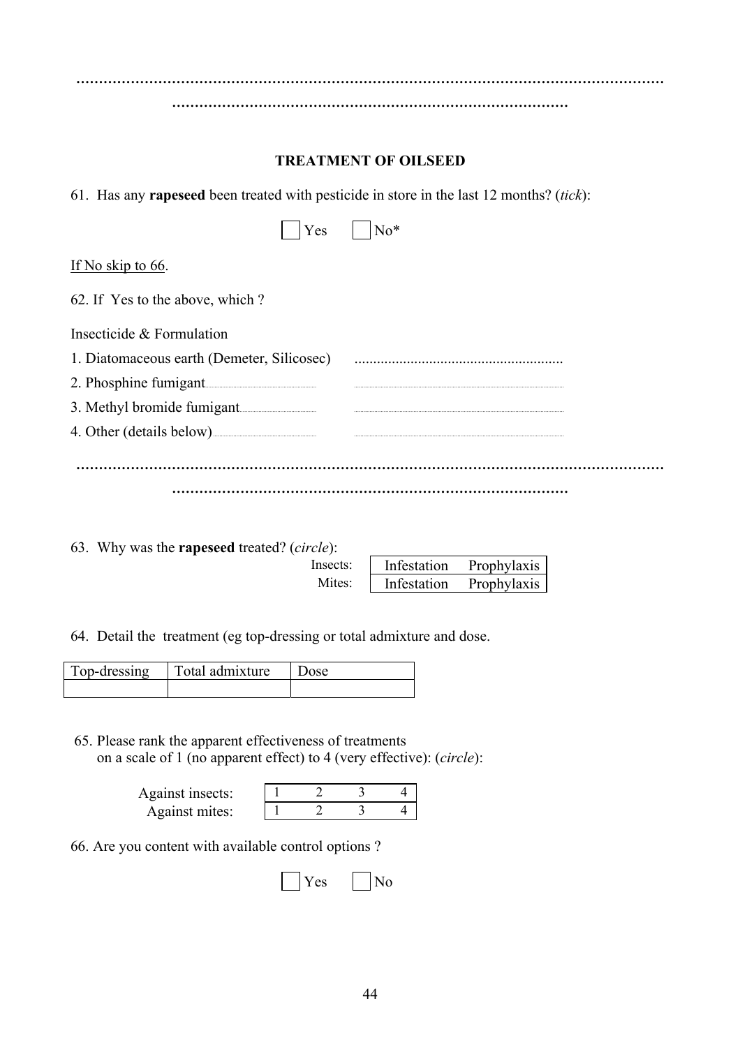……………………………………………………………………………………………………

………………………………………………………………………

**TREATMENT OF OILSEED**

61. Has any **rapeseed** been treated with pesticide in store in the last 12 months? (*tick*):

☐ Yes ☐ No*

If No skip to 66.

62. If Yes to the above, which ?

Insecticide & Formulation

1. Diatomaceous earth (Demeter, Silicosec) ........................................................
2. Phosphine fumigant........................................ ........................................................
3. Methyl bromide fumigant........................................ ........................................................
4. Other (details below)........................................ ........................................................

……………………………………………………………………………………………………

………………………………………………………………………

63. Why was the **rapeseed** treated? (*circle*):

| | | |
|---|---|---|
| Insects: | Infestation | Prophylaxis |
| Mites: | Infestation | Prophylaxis |

64. Detail the treatment (eg top-dressing or total admixture and dose.

| Top-dressing | Total admixture | Dose |
|---|---|---|
| | | |

65. Please rank the apparent effectiveness of treatments on a scale of 1 (no apparent effect) to 4 (very effective): (*circle*):

| | | | | |
|---|---|---|---|---|
| Against insects: | 1 | 2 | 3 | 4 |
| Against mites: | 1 | 2 | 3 | 4 |

66. Are you content with available control options ?

☐ Yes ☐ No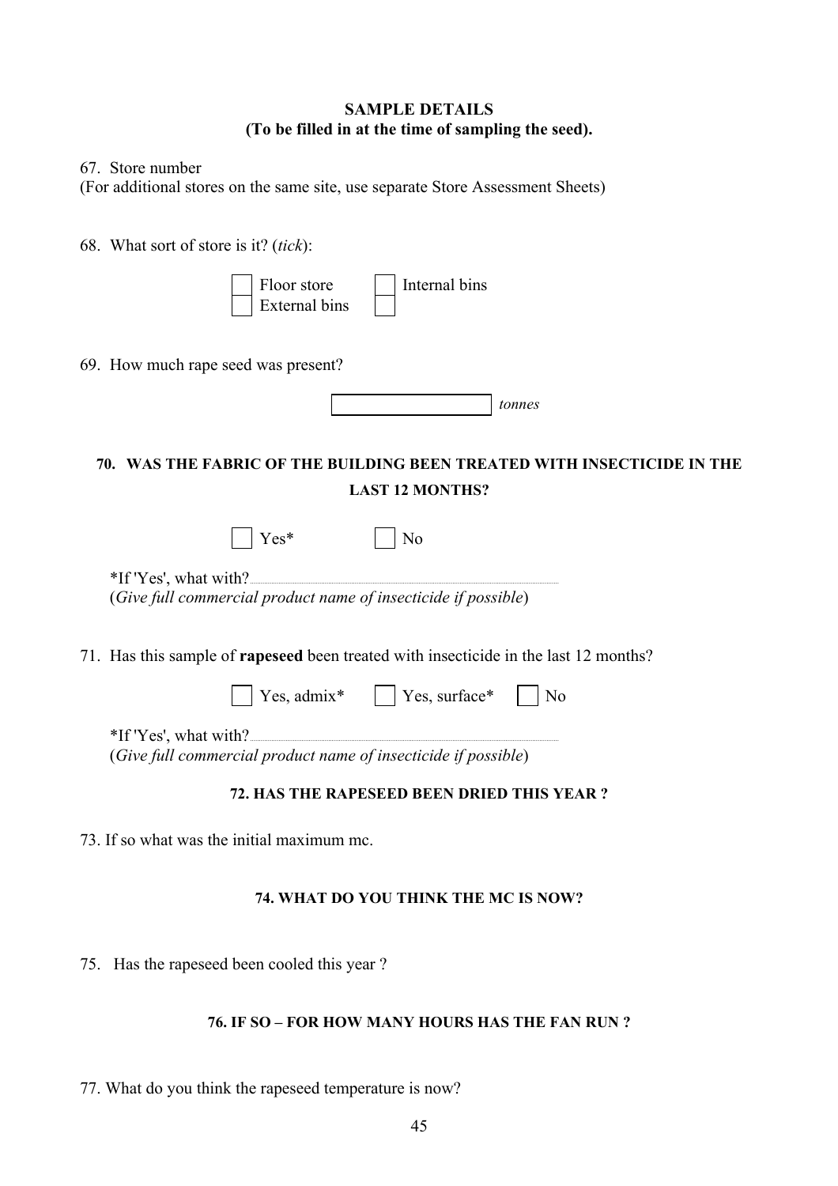**SAMPLE DETAILS**
**(To be filled in at the time of sampling the seed).**

67. Store number
(For additional stores on the same site, use separate Store Assessment Sheets)

68. What sort of store is it? (*tick*):

☐ Floor store ☐ Internal bins
☐ External bins ☐

69. How much rape seed was present?

☐ *tonnes*

**70. WAS THE FABRIC OF THE BUILDING BEEN TREATED WITH INSECTICIDE IN THE LAST 12 MONTHS?**

☐ Yes* ☐ No

*If 'Yes', what with?.........................................................................
(*Give full commercial product name of insecticide if possible*)

71. Has this sample of **rapeseed** been treated with insecticide in the last 12 months?

☐ Yes, admix* ☐ Yes, surface* ☐ No

*If 'Yes', what with?.........................................................................
(*Give full commercial product name of insecticide if possible*)

**72. HAS THE RAPESEED BEEN DRIED THIS YEAR ?**

73. If so what was the initial maximum mc.

**74. WHAT DO YOU THINK THE MC IS NOW?**

75. Has the rapeseed been cooled this year ?

**76. IF SO – FOR HOW MANY HOURS HAS THE FAN RUN ?**

77. What do you think the rapeseed temperature is now?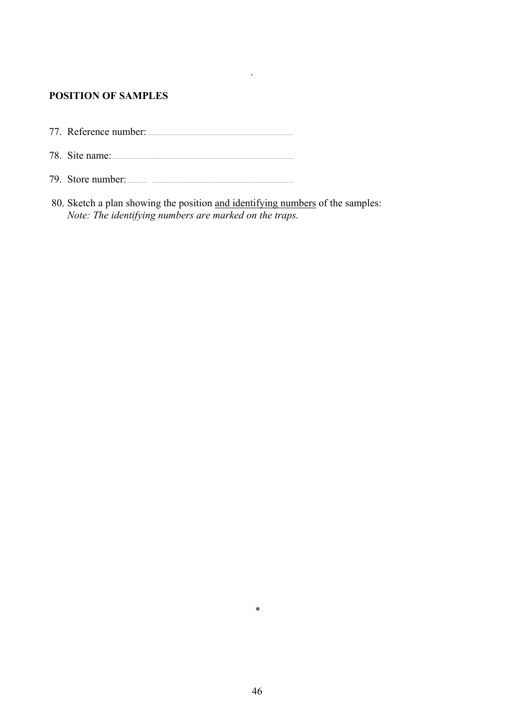## POSITION OF SAMPLES

77. Reference number: ..............................

78. Site name: ..............................

79. Store number: .......... ..............................

80. Sketch a plan showing the position <u>and identifying numbers</u> of the samples:
    *Note: The identifying numbers are marked on the traps.*

*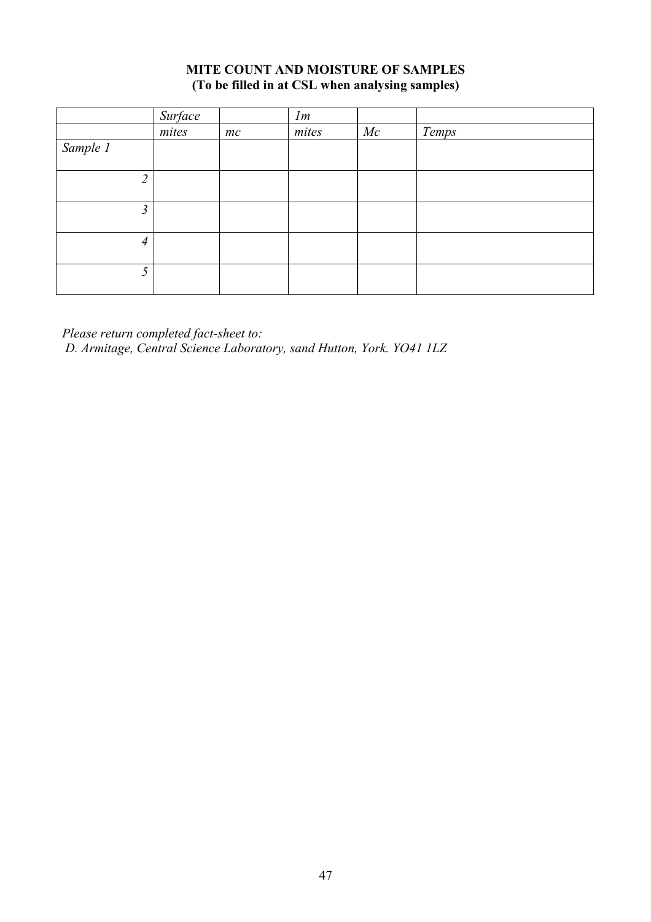**MITE COUNT AND MOISTURE OF SAMPLES**
**(To be filled in at CSL when analysing samples)**

| | *Surface* | | *1m* | | |
|---|---|---|---|---|---|
| | *mites* | *mc* | *mites* | *Mc* | *Temps* |
| *Sample 1* | | | | | |
| *2* | | | | | |
| *3* | | | | | |
| *4* | | | | | |
| *5* | | | | | |

*Please return completed fact-sheet to:*
*D. Armitage, Central Science Laboratory, sand Hutton, York. YO41 1LZ*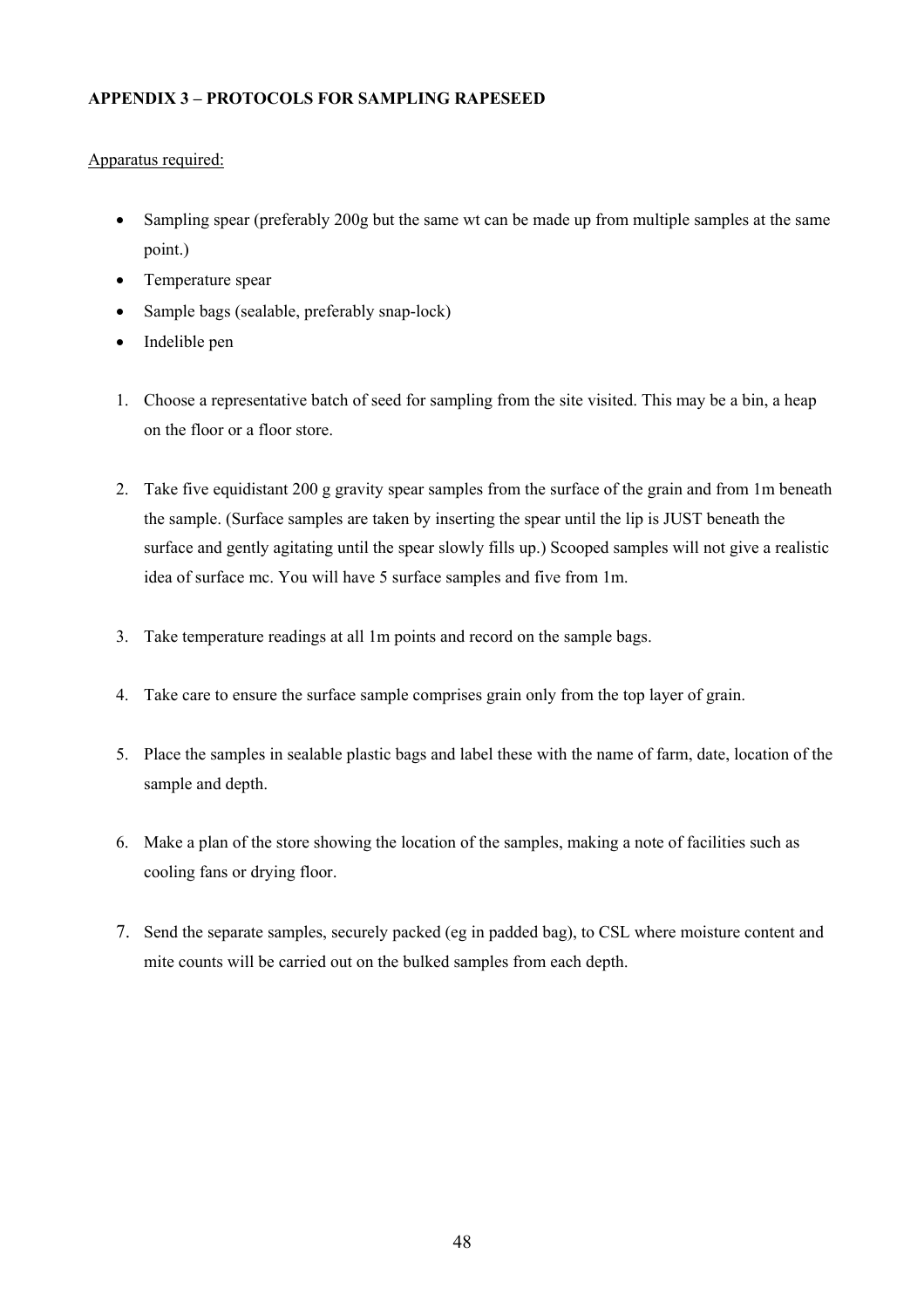**APPENDIX 3 – PROTOCOLS FOR SAMPLING RAPESEED**

Apparatus required:

- Sampling spear (preferably 200g but the same wt can be made up from multiple samples at the same point.)
- Temperature spear
- Sample bags (sealable, preferably snap-lock)
- Indelible pen

1. Choose a representative batch of seed for sampling from the site visited. This may be a bin, a heap on the floor or a floor store.

2. Take five equidistant 200 g gravity spear samples from the surface of the grain and from 1m beneath the sample. (Surface samples are taken by inserting the spear until the lip is JUST beneath the surface and gently agitating until the spear slowly fills up.) Scooped samples will not give a realistic idea of surface mc. You will have 5 surface samples and five from 1m.

3. Take temperature readings at all 1m points and record on the sample bags.

4. Take care to ensure the surface sample comprises grain only from the top layer of grain.

5. Place the samples in sealable plastic bags and label these with the name of farm, date, location of the sample and depth.

6. Make a plan of the store showing the location of the samples, making a note of facilities such as cooling fans or drying floor.

7. Send the separate samples, securely packed (eg in padded bag), to CSL where moisture content and mite counts will be carried out on the bulked samples from each depth.